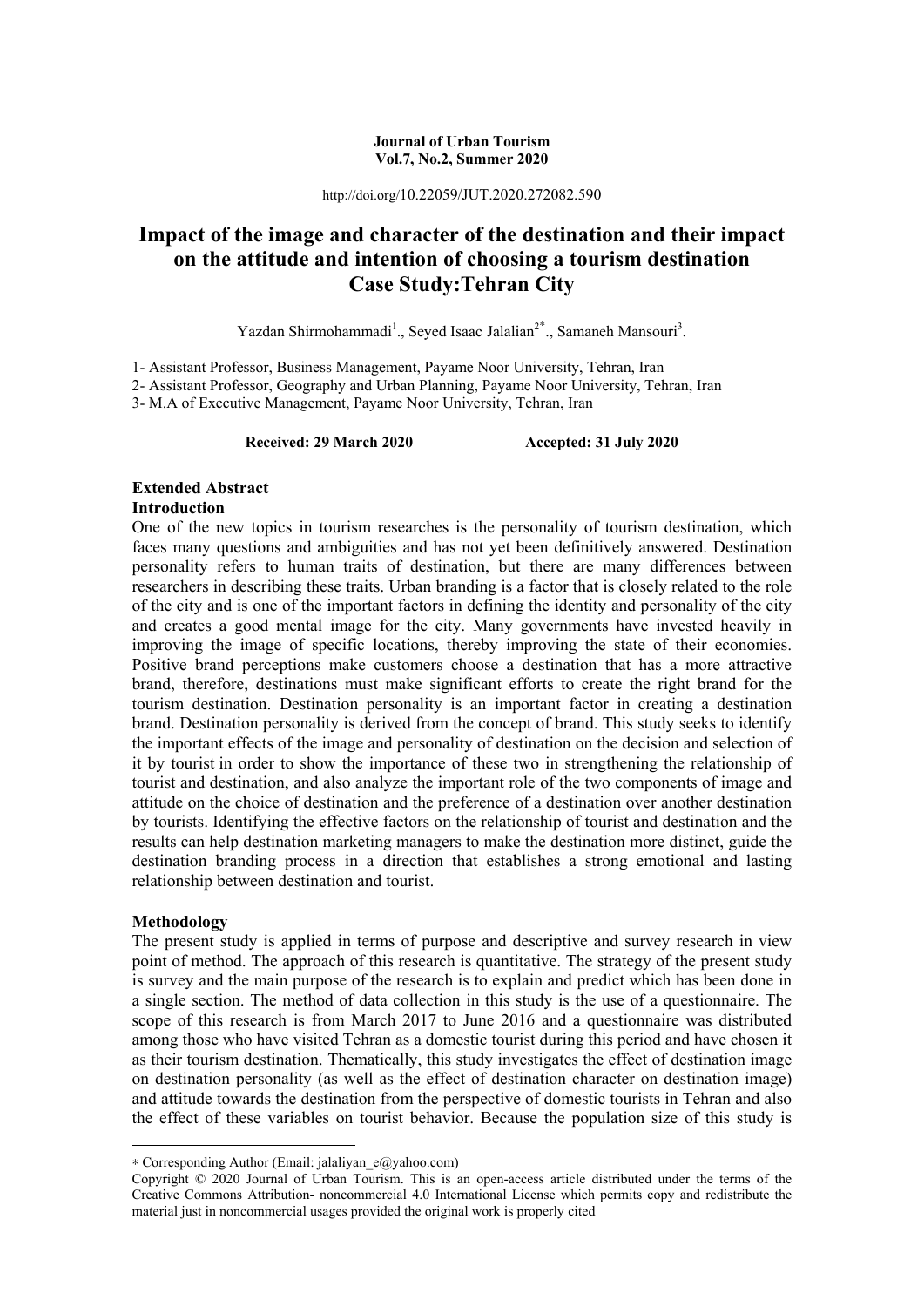**Journal of Urban Tourism**
**Vol.7, No.2, Summer 2020**

http://doi.org/10.22059/JUT.2020.272082.590

# Impact of the image and character of the destination and their impact on the attitude and intention of choosing a tourism destination Case Study:Tehran City

Yazdan Shirmohammadi[1]., Seyed Isaac Jalalian[2*]., Samaneh Mansouri[3].

1- Assistant Professor, Business Management, Payame Noor University, Tehran, Iran
2- Assistant Professor, Geography and Urban Planning, Payame Noor University, Tehran, Iran
3- M.A of Executive Management, Payame Noor University, Tehran, Iran

**Received: 29 March 2020** **Accepted: 31 July 2020**

## Extended Abstract

### Introduction

One of the new topics in tourism researches is the personality of tourism destination, which faces many questions and ambiguities and has not yet been definitively answered. Destination personality refers to human traits of destination, but there are many differences between researchers in describing these traits. Urban branding is a factor that is closely related to the role of the city and is one of the important factors in defining the identity and personality of the city and creates a good mental image for the city. Many governments have invested heavily in improving the image of specific locations, thereby improving the state of their economies. Positive brand perceptions make customers choose a destination that has a more attractive brand, therefore, destinations must make significant efforts to create the right brand for the tourism destination. Destination personality is an important factor in creating a destination brand. Destination personality is derived from the concept of brand. This study seeks to identify the important effects of the image and personality of destination on the decision and selection of it by tourist in order to show the importance of these two in strengthening the relationship of tourist and destination, and also analyze the important role of the two components of image and attitude on the choice of destination and the preference of a destination over another destination by tourists. Identifying the effective factors on the relationship of tourist and destination and the results can help destination marketing managers to make the destination more distinct, guide the destination branding process in a direction that establishes a strong emotional and lasting relationship between destination and tourist.

### Methodology

The present study is applied in terms of purpose and descriptive and survey research in view point of method. The approach of this research is quantitative. The strategy of the present study is survey and the main purpose of the research is to explain and predict which has been done in a single section. The method of data collection in this study is the use of a questionnaire. The scope of this research is from March 2017 to June 2016 and a questionnaire was distributed among those who have visited Tehran as a domestic tourist during this period and have chosen it as their tourism destination. Thematically, this study investigates the effect of destination image on destination personality (as well as the effect of destination character on destination image) and attitude towards the destination from the perspective of domestic tourists in Tehran and also the effect of these variables on tourist behavior. Because the population size of this study is

---

* Corresponding Author (Email: jalaliyan_e@yahoo.com)

Copyright © 2020 Journal of Urban Tourism. This is an open-access article distributed under the terms of the Creative Commons Attribution- noncommercial 4.0 International License which permits copy and redistribute the material just in noncommercial usages provided the original work is properly cited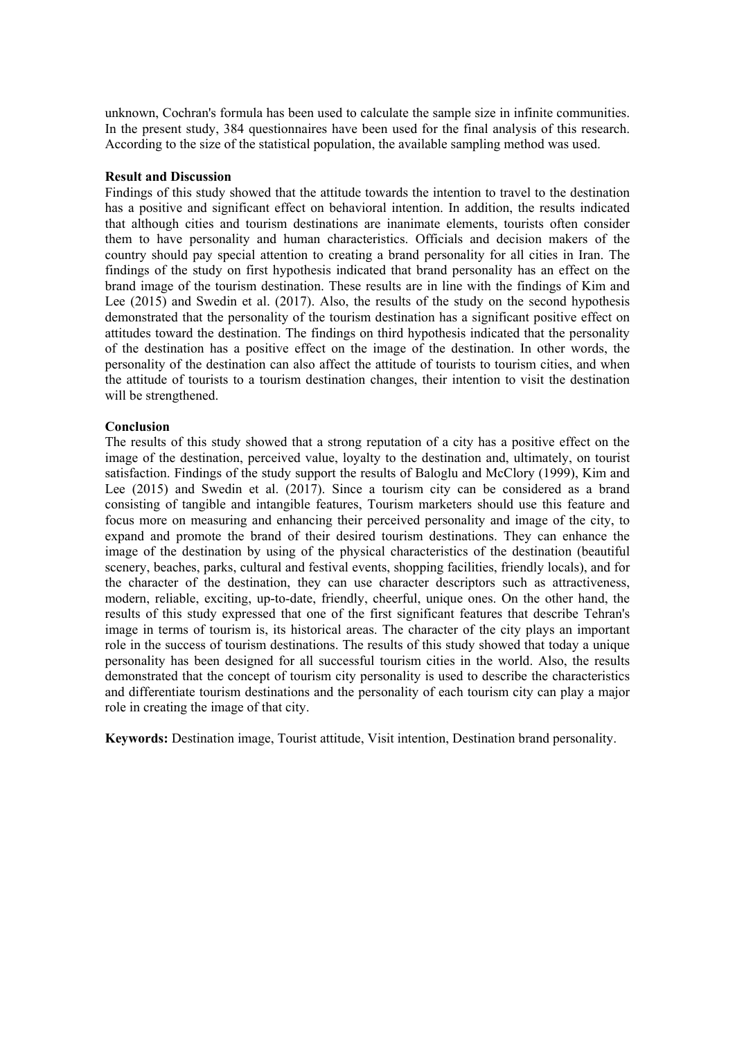unknown, Cochran's formula has been used to calculate the sample size in infinite communities. In the present study, 384 questionnaires have been used for the final analysis of this research. According to the size of the statistical population, the available sampling method was used.

**Result and Discussion**

Findings of this study showed that the attitude towards the intention to travel to the destination has a positive and significant effect on behavioral intention. In addition, the results indicated that although cities and tourism destinations are inanimate elements, tourists often consider them to have personality and human characteristics. Officials and decision makers of the country should pay special attention to creating a brand personality for all cities in Iran. The findings of the study on first hypothesis indicated that brand personality has an effect on the brand image of the tourism destination. These results are in line with the findings of Kim and Lee (2015) and Swedin et al. (2017). Also, the results of the study on the second hypothesis demonstrated that the personality of the tourism destination has a significant positive effect on attitudes toward the destination. The findings on third hypothesis indicated that the personality of the destination has a positive effect on the image of the destination. In other words, the personality of the destination can also affect the attitude of tourists to tourism cities, and when the attitude of tourists to a tourism destination changes, their intention to visit the destination will be strengthened.

**Conclusion**

The results of this study showed that a strong reputation of a city has a positive effect on the image of the destination, perceived value, loyalty to the destination and, ultimately, on tourist satisfaction. Findings of the study support the results of Baloglu and McClory (1999), Kim and Lee (2015) and Swedin et al. (2017). Since a tourism city can be considered as a brand consisting of tangible and intangible features, Tourism marketers should use this feature and focus more on measuring and enhancing their perceived personality and image of the city, to expand and promote the brand of their desired tourism destinations. They can enhance the image of the destination by using of the physical characteristics of the destination (beautiful scenery, beaches, parks, cultural and festival events, shopping facilities, friendly locals), and for the character of the destination, they can use character descriptors such as attractiveness, modern, reliable, exciting, up-to-date, friendly, cheerful, unique ones. On the other hand, the results of this study expressed that one of the first significant features that describe Tehran's image in terms of tourism is, its historical areas. The character of the city plays an important role in the success of tourism destinations. The results of this study showed that today a unique personality has been designed for all successful tourism cities in the world. Also, the results demonstrated that the concept of tourism city personality is used to describe the characteristics and differentiate tourism destinations and the personality of each tourism city can play a major role in creating the image of that city.

**Keywords:** Destination image, Tourist attitude, Visit intention, Destination brand personality.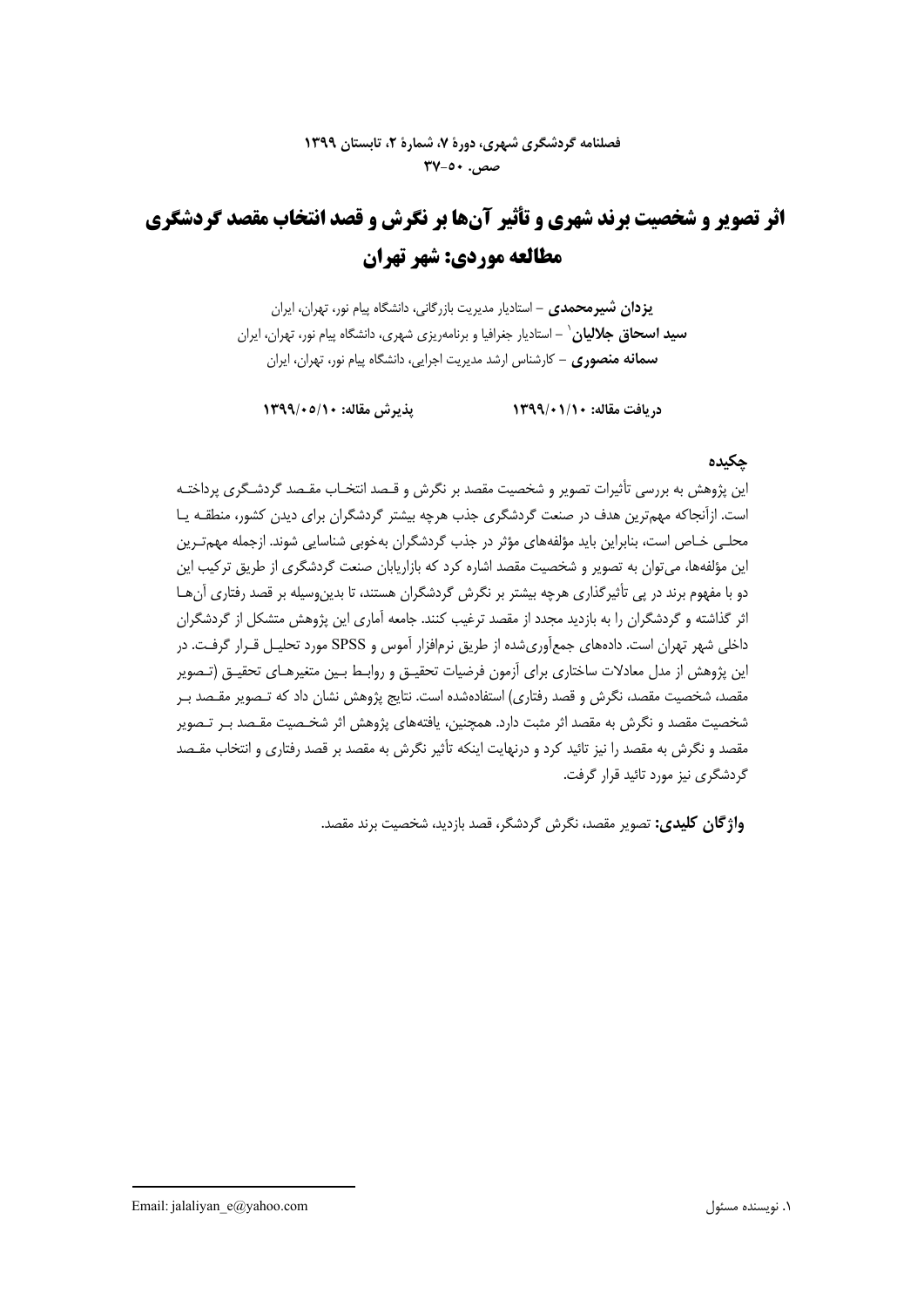# اثر تصویر و شخصیت برند شهری و تأثیر آن‌ها بر نگرش و قصد انتخاب مقصد گردشگری مطالعه موردی: شهر تهران

**یزدان شیرمحمدی** – استادیار مدیریت بازرگانی، دانشگاه پیام نور، تهران، ایران

**سید اسحاق جلالیان**[1] – استادیار جغرافیا و برنامه‌ریزی شهری، دانشگاه پیام نور، تهران، ایران

**سمانه منصوری** – کارشناس ارشد مدیریت اجرایی، دانشگاه پیام نور، تهران، ایران

**دریافت مقاله: ۱۳۹۹/۰۱/۱۰** **پذیرش مقاله: ۱۳۹۹/۰۵/۱۰**

## چکیده

این پژوهش به بررسی تأثیرات تصویر و شخصیت مقصد بر نگرش و قصد انتخاب مقصد گردشگری پرداخته است. ازآنجاکه مهم‌ترین هدف در صنعت گردشگری جذب هرچه بیشتر گردشگران برای دیدن کشور، منطقه یا محلی خاص است، بنابراین باید مؤلفه‌های مؤثر در جذب گردشگران به‌خوبی شناسایی شوند. ازجمله مهم‌ترین این مؤلفه‌ها، می‌توان به تصویر و شخصیت مقصد اشاره کرد که بازاریابان صنعت گردشگری از طریق ترکیب این دو با مفهوم برند در پی تأثیرگذاری هرچه بیشتر بر نگرش گردشگران هستند، تا بدین‌وسیله بر قصد رفتاری آن‌ها اثر گذاشته و گردشگران را به بازدید مجدد از مقصد ترغیب کنند. جامعه آماری این پژوهش متشکل از گردشگران داخلی شهر تهران است. داده‌های جمع‌آوری‌شده از طریق نرم‌افزار آموس و SPSS مورد تحلیل قرار گرفت. در این پژوهش از مدل معادلات ساختاری برای آزمون فرضیات تحقیق و روابط بین متغیرهای تحقیق (تصویر مقصد، شخصیت مقصد، نگرش و قصد رفتاری) استفاده‌شده است. نتایج پژوهش نشان داد که تصویر مقصد بر شخصیت مقصد و نگرش به مقصد اثر مثبت دارد. همچنین، یافته‌های پژوهش اثر شخصیت مقصد بر تصویر مقصد و نگرش به مقصد را نیز تائید کرد و درنهایت اینکه تأثیر نگرش به مقصد بر قصد رفتاری و انتخاب مقصد گردشگری نیز مورد تائید قرار گرفت.

**واژگان کلیدی:** تصویر مقصد، نگرش گردشگر، قصد بازدید، شخصیت برند مقصد.

---

[1] نویسنده مسئول — Email: jalaliyan_e@yahoo.com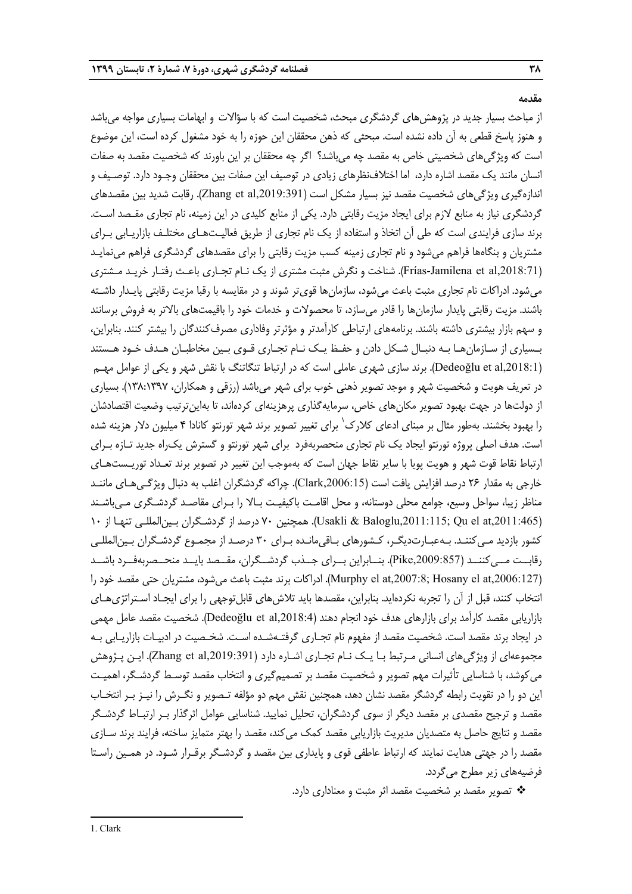**مقدمه**

از مباحث بسیار جدید در پژوهش‌های گردشگری مبحث، شخصیت است که با سؤالات و ابهامات بسیاری مواجه می‌باشد و هنوز پاسخ قطعی به آن داده نشده است. مبحثی که ذهن محققان این حوزه را به خود مشغول کرده است، این موضوع است که ویژگی‌های شخصیتی خاص به مقصد چه می‌باشد؟ اگر چه محققان بر این باورند که شخصیت مقصد به صفات انسان مانند یک مقصد اشاره دارد، اما اختلاف‌نظرهای زیادی در توصیف این صفات بین محققان وجود دارد. توصیف و اندازه‌گیری ویژگی‌های شخصیت مقصد نیز بسیار مشکل است (Zhang et al,2019:391). رقابت شدید بین مقصدهای گردشگری نیاز به منابع لازم برای ایجاد مزیت رقابتی دارد. یکی از منابع کلیدی در این زمینه، نام تجاری مقصد است. برند سازی فرایندی است که طی آن اتخاذ و استفاده از یک نام تجاری از طریق فعالیت‌های مختلف بازاریابی برای مشتریان و بنگاه‌ها فراهم می‌شود و نام تجاری زمینه کسب مزیت رقابتی را برای مقصدهای گردشگری فراهم می‌نماید (Frías-Jamilena et al,2018:71). شناخت و نگرش مثبت مشتری از یک نام تجاری باعث رفتار خرید مشتری می‌شود. ادراکات نام تجاری مثبت باعث می‌شود، سازمان‌ها قوی‌تر شوند و در مقایسه با رقبا مزیت رقابتی پایدار داشته باشند. مزیت رقابتی پایدار سازمان‌ها را قادر می‌سازد، تا محصولات و خدمات خود را باقیمت‌های بالاتر به فروش برسانند و سهم بازار بیشتری داشته باشند. برنامه‌های ارتباطی کارآمدتر و مؤثرتر وفاداری مصرف‌کنندگان را بیشتر کنند. بنابراین، بسیاری از سازمان‌ها به دنبال شکل دادن و حفظ یک نام تجاری قوی بین مخاطبان هدف خود هستند (Dedeoğlu et al,2018:1). برند سازی شهری عاملی است که در ارتباط تنگاتنگ با نقش شهر و یکی از عوامل مهم در تعریف هویت و شخصیت شهر و موجد تصویر ذهنی خوب برای شهر می‌باشد (رزقی و همکاران، ۱۳۹۷:۱۳۸). بسیاری از دولت‌ها در جهت بهبود تصویر مکان‌های خاص، سرمایه‌گذاری پرهزینه‌ای کرده‌اند، تا به‌این‌ترتیب وضعیت اقتصادشان را بهبود بخشند. به‌طور مثال بر مبنای ادعای کلارک[1] برای تغییر تصویر برند شهر تورنتو کانادا ۴ میلیون دلار هزینه شده است. هدف اصلی پروژه تورنتو ایجاد یک نام تجاری منحصربه‌فرد برای شهر تورنتو و گسترش یک‌راه جدید تازه برای ارتباط نقاط قوت شهر و هویت پویا با سایر نقاط جهان است که به‌موجب این تغییر در تصویر برند تعداد توریست‌های خارجی به مقدار ۲۶ درصد افزایش یافت است (Clark,2006:15). چراکه گردشگران اغلب به دنبال ویژگی‌های مانند مناظر زیبا، سواحل وسیع، جوامع محلی دوستانه، و محل اقامت باکیفیت بالا را برای مقاصد گردشگری می‌باشند (Usakli & Baloglu,2011:115; Qu el at,2011:465). همچنین ۷۰ درصد از گردشگران بین‌المللی تنها از ۱۰ کشور بازدید می‌کنند. به‌عبارت‌دیگر، کشورهای باقی‌مانده برای ۳۰ درصد از مجموع گردشگران بین‌المللی رقابت می‌کنند (Pike,2009:857). بنابراین برای جذب گردشگران، مقصد باید منحصربه‌فرد باشد (Murphy el at,2007:8; Hosany el at,2006:127). ادراکات برند مثبت باعث می‌شود، مشتریان حتی مقصد خود را انتخاب کنند، قبل از آن را تجربه نکرده‌اید. بنابراین، مقصدها باید تلاش‌های قابل‌توجهی را برای ایجاد استراتژی‌های بازاریابی مقصد کارآمد برای بازارهای هدف خود انجام دهند (Dedeoğlu et al,2018:4). شخصیت مقصد عامل مهمی در ایجاد برند مقصد است. شخصیت مقصد از مفهوم نام تجاری گرفته‌شده است. شخصیت در ادبیات بازاریابی به مجموعه‌ای از ویژگی‌های انسانی مرتبط با یک نام تجاری اشاره دارد (Zhang et al,2019:391). این پژوهش می‌کوشد، با شناسایی تأثیرات مهم تصویر و شخصیت مقصد بر تصمیم‌گیری و انتخاب مقصد توسط گردشگر، اهمیت این دو را در تقویت رابطه گردشگر مقصد نشان دهد، همچنین نقش مهم دو مؤلفه تصویر و نگرش را نیز بر انتخاب مقصد و ترجیح مقصدی بر مقصد دیگر از سوی گردشگران، تحلیل نمایید. شناسایی عوامل اثرگذار بر ارتباط گردشگر مقصد و نتایج حاصل به متصدیان مدیریت بازاریابی مقصد کمک می‌کند، مقصد را بهتر متمایز ساخته، فرایند برند سازی مقصد را در جهتی هدایت نمایند که ارتباط عاطفی قوی و پایداری بین مقصد و گردشگر برقرار شود. در همین راستا فرضیه‌های زیر مطرح می‌گردد.

- تصویر مقصد بر شخصیت مقصد اثر مثبت و معناداری دارد.

---

1. Clark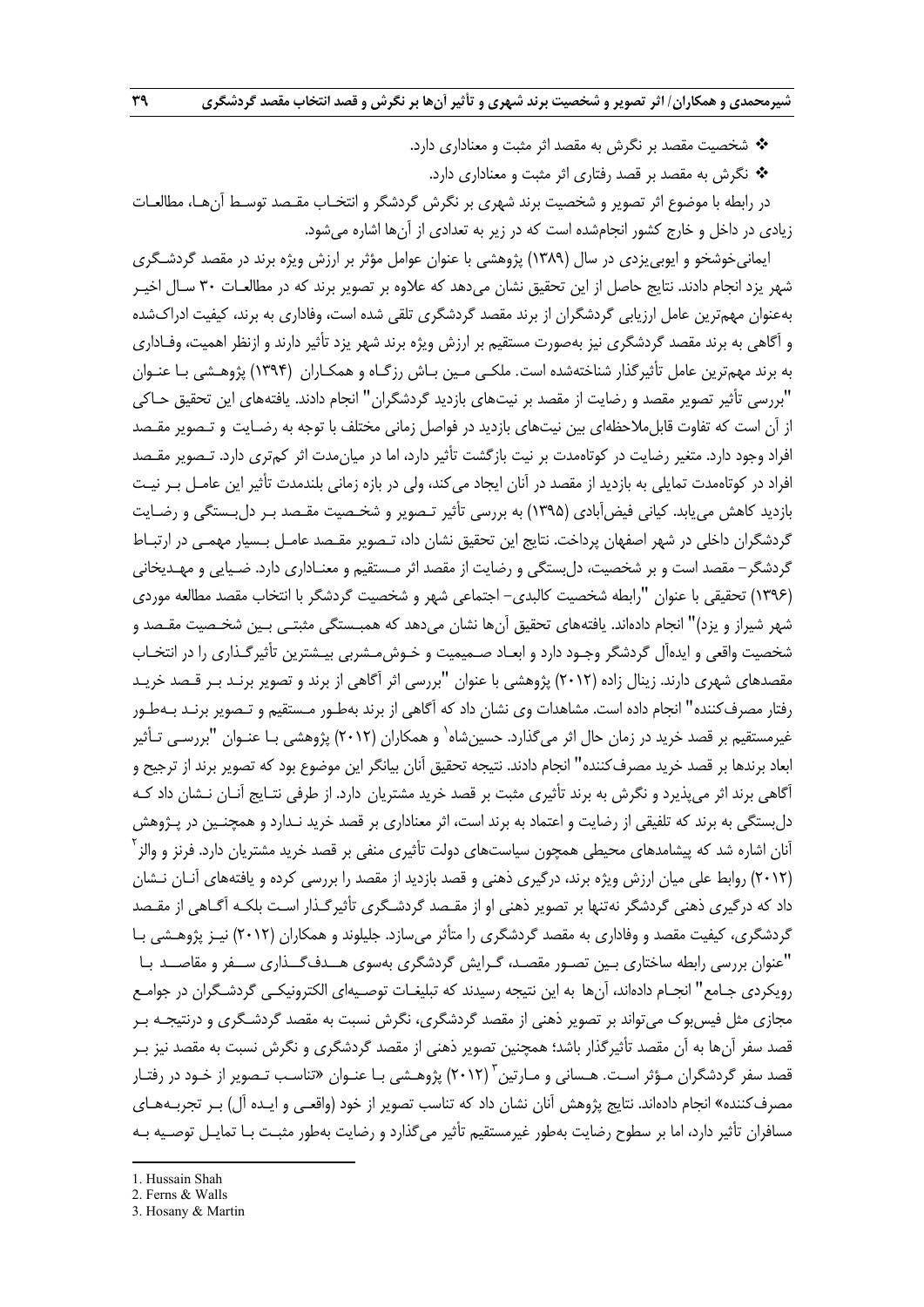❖ شخصیت مقصد بر نگرش به مقصد اثر مثبت و معناداری دارد.

❖ نگرش به مقصد بر قصد رفتاری اثر مثبت و معناداری دارد.

در رابطه با موضوع اثر تصویر و شخصیت برند شهری بر نگرش گردشگر و انتخاب مقصد توسط آن‌ها، مطالعات زیادی در داخل و خارج کشور انجام‌شده است که در زیر به تعدادی از آن‌ها اشاره می‌شود.

ایمانی‌خوشخو و ایوبی‌یزدی در سال (۱۳۸۹) پژوهشی با عنوان عوامل مؤثر بر ارزش ویژه برند در مقصد گردشگری شهر یزد انجام دادند. نتایج حاصل از این تحقیق نشان می‌دهد که علاوه بر تصویر برند که در مطالعات ۳۰ سال اخیر به‌عنوان مهم‌ترین عامل ارزیابی گردشگران از برند مقصد گردشگری تلقی شده است، وفاداری به برند، کیفیت ادراک‌شده و آگاهی به برند مقصد گردشگری نیز به‌صورت مستقیم بر ارزش ویژه برند شهر یزد تأثیر دارند و ازنظر اهمیت، وفاداری به برند مهم‌ترین عامل تأثیرگذار شناخته‌شده است. ملکی مین باش رزگاه و همکاران (۱۳۹۴) پژوهشی با عنوان "بررسی تأثیر تصویر مقصد و رضایت از مقصد بر نیت‌های بازدید گردشگران" انجام دادند. یافته‌های این تحقیق حاکی از آن است که تفاوت قابل‌ملاحظه‌ای بین نیت‌های بازدید در فواصل زمانی مختلف با توجه به رضایت و تصویر مقصد افراد وجود دارد. متغیر رضایت در کوتاه‌مدت بر نیت بازگشت تأثیر دارد، اما در میان‌مدت اثر کم‌تری دارد. تصویر مقصد افراد در کوتاه‌مدت تمایلی به بازدید از مقصد در آنان ایجاد می‌کند، ولی در بازه زمانی بلندمدت تأثیر این عامل بر نیت بازدید کاهش می‌یابد. کیانی فیض‌آبادی (۱۳۹۵) به بررسی تأثیر تصویر و شخصیت مقصد بر دل‌بستگی و رضایت گردشگران داخلی در شهر اصفهان پرداخت. نتایج این تحقیق نشان داد، تصویر مقصد عامل بسیار مهمی در ارتباط گردشگر- مقصد است و بر شخصیت، دل‌بستگی و رضایت از مقصد اثر مستقیم و معناداری دارد. ضیایی و مهدیخانی (۱۳۹۶) تحقیقی با عنوان "رابطه شخصیت کالبدی- اجتماعی شهر و شخصیت گردشگر با انتخاب مقصد مطالعه موردی شهر شیراز و یزد)" انجام داده‌اند. یافته‌های تحقیق آن‌ها نشان می‌دهد که همبستگی مثبتی بین شخصیت مقصد و شخصیت واقعی و ایده‌آل گردشگر وجود دارد و ابعاد صمیمیت و خوش‌مشربی بیشترین تأثیرگذاری را در انتخاب مقصدهای شهری دارند. زینال زاده (۲۰۱۲) پژوهشی با عنوان "بررسی اثر آگاهی از برند و تصویر برند بر قصد خرید رفتار مصرف‌کننده" انجام داده است. مشاهدات وی نشان داد که آگاهی از برند به‌طور مستقیم و تصویر برند به‌طور غیرمستقیم بر قصد خرید در زمان حال اثر می‌گذارد. حسین‌شاه[1] و همکاران (۲۰۱۲) پژوهشی با عنوان "بررسی تأثیر ابعاد برندها بر قصد خرید مصرف‌کننده" انجام دادند. نتیجه تحقیق آنان بیانگر این موضوع بود که تصویر برند از ترجیح و آگاهی برند اثر می‌پذیرد و نگرش به برند تأثیری مثبت بر قصد خرید مشتریان دارد. از طرفی نتایج آنان نشان داد که دل‌بستگی به برند که تلفیقی از رضایت و اعتماد به برند است، اثر معناداری بر قصد خرید ندارد و همچنین در پژوهش آنان اشاره شد که پیشامدهای محیطی همچون سیاست‌های دولت تأثیری منفی بر قصد خرید مشتریان دارد. فرنز و والز[2] (۲۰۱۲) روابط علی میان ارزش ویژه برند، درگیری ذهنی و قصد بازدید از مقصد را بررسی کرده و یافته‌های آنان نشان داد که درگیری ذهنی گردشگر نه‌تنها بر تصویر ذهنی او از مقصد گردشگری تأثیرگذار است بلکه آگاهی از مقصد گردشگری، کیفیت مقصد و وفاداری به مقصد گردشگری را متأثر می‌سازد. جلیلوند و همکاران (۲۰۱۲) نیز پژوهشی با "عنوان بررسی رابطه ساختاری بین تصور مقصد، گرایش گردشگری به‌سوی هدف‌گذاری سفر و مقاصد با رویکردی جامع" انجام داده‌اند، آن‌ها به این نتیجه رسیدند که تبلیغات توصیه‌ای الکترونیکی گردشگران در جوامع مجازی مثل فیس‌بوک می‌تواند بر تصویر ذهنی از مقصد گردشگری، نگرش نسبت به مقصد گردشگری و درنتیجه بر قصد سفر آن‌ها به آن مقصد تأثیرگذار باشد؛ همچنین تصویر ذهنی از مقصد گردشگری و نگرش نسبت به مقصد نیز بر قصد سفر گردشگران مؤثر است. هسانی و مارتین[3] (۲۰۱۲) پژوهشی با عنوان «تناسب تصویر از خود در رفتار مصرف‌کننده» انجام داده‌اند. نتایج پژوهش آنان نشان داد که تناسب تصویر از خود (واقعی و ایده آل) بر تجربه‌های مسافران تأثیر دارد، اما بر سطوح رضایت به‌طور غیرمستقیم تأثیر می‌گذارد و رضایت به‌طور مثبت با تمایل توصیه به

---

1. Hussain Shah
2. Ferns & Walls
3. Hosany & Martin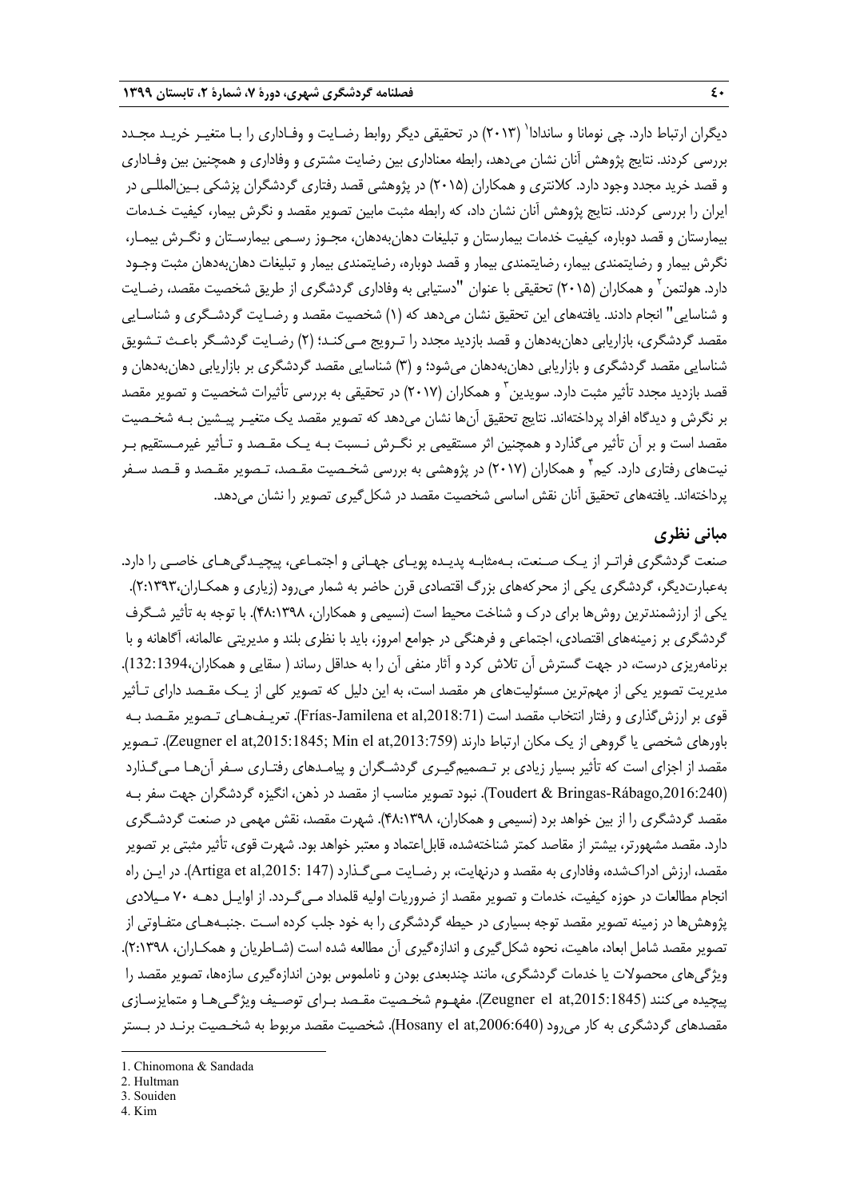دیگران ارتباط دارد. چی نومانا و سانداداً[1] (۲۰۱۳) در تحقیقی دیگر روابط رضایت و وفاداری را با متغیر خرید مجدد بررسی کردند. نتایج پژوهش آنان نشان می‌دهد، رابطه معناداری بین رضایت مشتری و وفاداری و همچنین بین وفاداری و قصد خرید مجدد وجود دارد. کلانتری و همکاران (۲۰۱۵) در پژوهشی قصد رفتاری گردشگران پزشکی بین‌المللی در ایران را بررسی کردند. نتایج پژوهش آنان نشان داد، که رابطه مثبت مابین تصویر مقصد و نگرش بیمار، کیفیت خدمات بیمارستان و قصد دوباره، کیفیت خدمات بیمارستان و تبلیغات دهان‌به‌دهان، مجوز رسمی بیمارستان و نگرش بیمار، نگرش بیمار و رضایتمندی بیمار، رضایتمندی بیمار و قصد دوباره، رضایتمندی بیمار و تبلیغات دهان‌به‌دهان مثبت وجود دارد. هولتمن[2] و همکاران (۲۰۱۵) تحقیقی با عنوان "دستیابی به وفاداری گردشگری از طریق شخصیت مقصد، رضایت و شناسایی" انجام دادند. یافته‌های این تحقیق نشان می‌دهد که (۱) شخصیت مقصد و رضایت گردشگری و شناسایی مقصد گردشگری، بازاریابی دهان‌به‌دهان و قصد بازدید مجدد را ترویج می‌کند؛ (۲) رضایت گردشگر باعث تشویق شناسایی مقصد گردشگری و بازاریابی دهان‌به‌دهان می‌شود؛ و (۳) شناسایی مقصد گردشگری بر بازاریابی دهان‌به‌دهان و قصد بازدید مجدد تأثیر مثبت دارد. سویدین[3] و همکاران (۲۰۱۷) در تحقیقی به بررسی تأثیرات شخصیت و تصویر مقصد بر نگرش و دیدگاه افراد پرداخته‌اند. نتایج تحقیق آن‌ها نشان می‌دهد که تصویر مقصد یک متغیر پیشین به شخصیت مقصد است و بر آن تأثیر می‌گذارد و همچنین اثر مستقیمی بر نگرش نسبت به یک مقصد و تأثیر غیرمستقیم بر نیت‌های رفتاری دارد. کیم[4] و همکاران (۲۰۱۷) در پژوهشی به بررسی شخصیت مقصد، تصویر مقصد و قصد سفر پرداخته‌اند. یافته‌های تحقیق آنان نقش اساسی شخصیت مقصد در شکل‌گیری تصویر را نشان می‌دهد.

## مبانی نظری

صنعت گردشگری فراتر از یک صنعت، به‌مثابه پدیده پویای جهانی و اجتماعی، پیچیدگی‌های خاصی را دارد. به‌عبارت‌دیگر، گردشگری یکی از محرکه‌های بزرگ اقتصادی قرن حاضر به شمار می‌رود (زیاری و همکاران،۲:۱۳۹۳). یکی از ارزشمندترین روش‌ها برای درک و شناخت محیط است (نسیمی و همکاران، ۴۸:۱۳۹۸). با توجه به تأثیر شگرف گردشگری بر زمینه‌های اقتصادی، اجتماعی و فرهنگی در جوامع امروز، باید با نظری بلند و مدیریتی عالمانه، آگاهانه و با برنامه‌ریزی درست، در جهت گسترش آن تلاش کرد و آثار منفی آن را به حداقل رساند ( سقایی و همکاران،132:1394). مدیریت تصویر یکی از مهم‌ترین مسئولیت‌های هر مقصد است، به این دلیل که تصویر کلی از یک مقصد دارای تأثیر قوی بر ارزش‌گذاری و رفتار انتخاب مقصد است (Frías-Jamilena et al,2018:71). تعریف‌های تصویر مقصد به باورهای شخصی یا گروهی از یک مکان ارتباط دارند (Zeugner el at,2015:1845; Min el at,2013:759). تصویر مقصد از اجزای است که تأثیر بسیار زیادی بر تصمیم‌گیری گردشگران و پیامدهای رفتاری سفر آن‌ها می‌گذارد (Toudert & Bringas-Rábago,2016:240). نبود تصویر مناسب از مقصد در ذهن، انگیزه گردشگران جهت سفر به مقصد گردشگری را از بین خواهد برد (نسیمی و همکاران، ۴۸:۱۳۹۸). شهرت مقصد، نقش مهمی در صنعت گردشگری دارد. مقصد مشهورتر، بیشتر از مقاصد کمتر شناخته‌شده، قابل‌اعتماد و معتبر خواهد بود. شهرت قوی، تأثیر مثبتی بر تصویر مقصد، ارزش ادراک‌شده، وفاداری به مقصد و درنهایت، بر رضایت می‌گذارد (Artiga et al,2015: 147). در این راه انجام مطالعات در حوزه کیفیت، خدمات و تصویر مقصد از ضروریات اولیه قلمداد می‌گردد. از اوایل دهه ۷۰ میلادی پژوهش‌ها در زمینه تصویر مقصد توجه بسیاری در حیطه گردشگری را به خود جلب کرده است .جنبه‌های متفاوتی از تصویر مقصد شامل ابعاد، ماهیت، نحوه شکل‌گیری و اندازه‌گیری آن مطالعه شده است (شاطریان و همکاران، ۲:۱۳۹۸). ویژگی‌های محصولات یا خدمات گردشگری، مانند چندبعدی بودن و ناملموس بودن اندازه‌گیری سازه‌ها، تصویر مقصد را پیچیده می‌کنند (Zeugner el at,2015:1845). مفهوم شخصیت مقصد برای توصیف ویژگی‌ها و متمایزسازی مقصدهای گردشگری به کار می‌رود (Hosany el at,2006:640). شخصیت مقصد مربوط به شخصیت برند در بستر

---

1. Chinomona & Sandada
2. Hultman
3. Souiden
4. Kim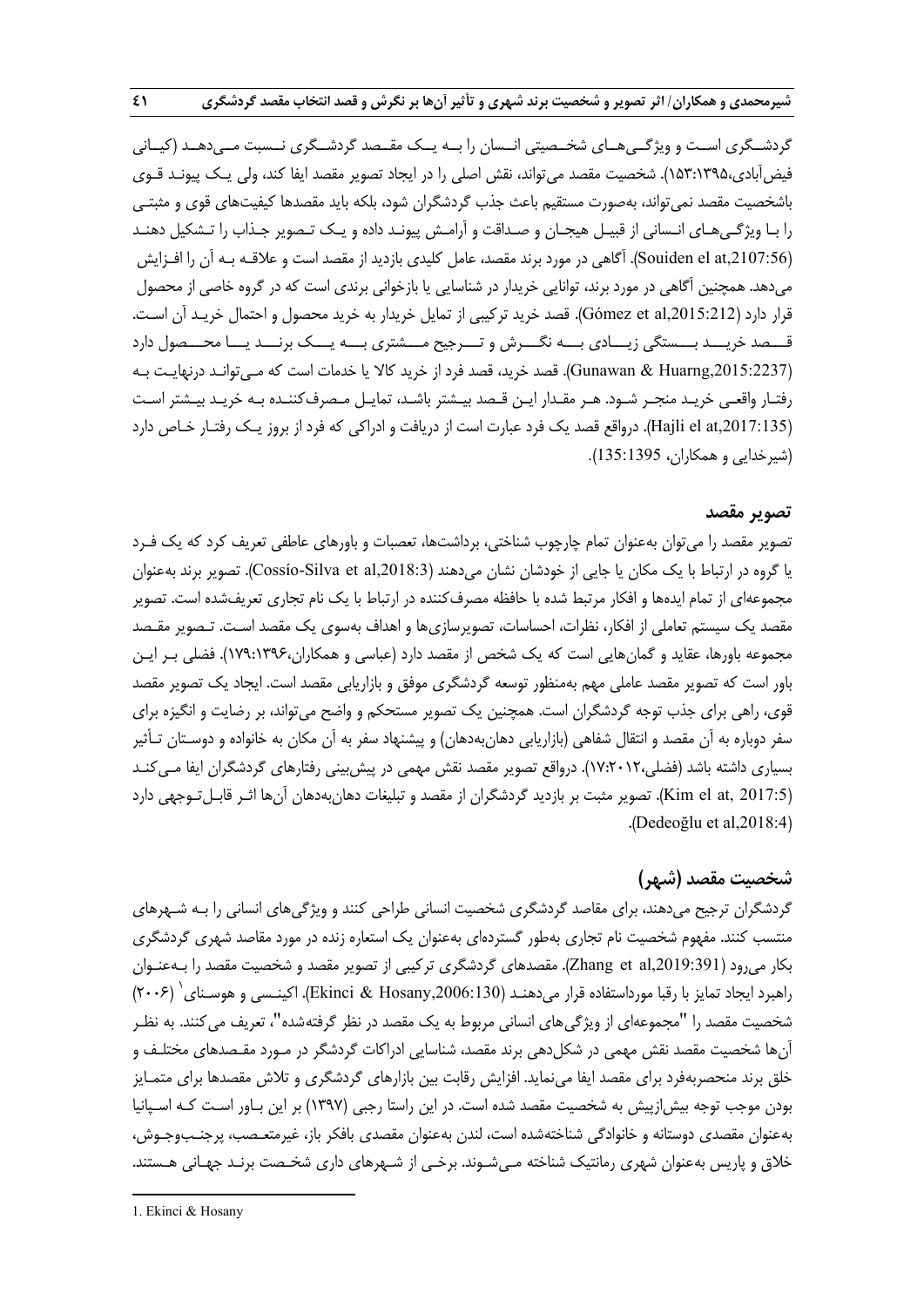گردشــگری اســت و ویژگــی‌هــای شخــصیتی انــسان را بــه یــک مقــصد گردشــگری نــسبت مــی‌دهــد (کیــانی فیض‌آبادی،۱۵۳:۱۳۹۵). شخصیت مقصد می‌تواند، نقش اصلی را در ایجاد تصویر مقصد ایفا کند، ولی یـک پیونـد قـوی باشخصیت مقصد نمی‌تواند، به‌صورت مستقیم باعث جذب گردشگران شود، بلکه باید مقصدها کیفیت‌های قوی و مثبتـی را بـا ویژگـی‌هـای انـسانی از قبیـل هیجـان و صـداقت و آرامـش پیونـد داده و یـک تـصویر جـذاب را تـشکیل دهنـد (Souiden el at,2107:56). آگاهی در مورد برند مقصد، عامل کلیدی بازدید از مقصد است و علاقـه بـه آن را افـزایش می‌دهد. همچنین آگاهی در مورد برند، توانایی خریدار در شناسایی یا بازخوانی برندی است که در گروه خاصی از محصول قرار دارد (Gómez et al,2015:212). قصد خرید ترکیبی از تمایل خریدار به خرید محصول و احتمال خریـد آن اسـت. قـــصد خریـــد بـــستگی زیـــادی بـــه نگـــرش و تـــرجیح مـــشتری بـــه یـــک برنـــد یـــا محـــصول دارد (Gunawan & Huarng,2015:2237). قصد خرید، قصد فرد از خرید کالا یا خدمات است که مـی‌توانـد درنهایـت بـه رفتـار واقعـی خریـد منجـر شـود. هـر مقـدار ایـن قـصد بیـشتر باشـد، تمایـل مـصرف‌کننـده بـه خریـد بیـشتر اسـت (Hajli el at,2017:135). درواقع قصد یک فرد عبارت است از دریافت و ادراکی که فرد از بروز یـک رفتـار خـاص دارد (شیرخدایی و همکاران، 135:1395).

## تصویر مقصد

تصویر مقصد را می‌توان به‌عنوان تمام چارچوب شناختی، برداشت‌ها، تعصبات و باورهای عاطفی تعریف کرد که یک فـرد یا گروه در ارتباط با یک مکان یا جایی از خودشان نشان می‌دهند (Cossío-Silva et al,2018:3). تصویر برند به‌عنوان مجموعه‌ای از تمام ایده‌ها و افکار مرتبط شده با حافظه مصرف‌کننده در ارتباط با یک نام تجاری تعریف‌شده است. تصویر مقصد یک سیستم تعاملی از افکار، نظرات، احساسات، تصویرسازی‌ها و اهداف به‌سوی یک مقصد اسـت. تـصویر مقـصد مجموعه باورها، عقاید و گمان‌هایی است که یک شخص از مقصد دارد (عباسی و همکاران،۱۷۹:۱۳۹۶). فضلی بـر ایـن باور است که تصویر مقصد عاملی مهم به‌منظور توسعه گردشگری موفق و بازاریابی مقصد است. ایجاد یک تصویر مقصد قوی، راهی برای جذب توجه گردشگران است. همچنین یک تصویر مستحکم و واضح می‌تواند، بر رضایت و انگیزه برای سفر دوباره به آن مقصد و انتقال شفاهی (بازاریابی دهان‌به‌دهان) و پیشنهاد سفر به آن مکان به خانواده و دوسـتان تـأثیر بسیاری داشته باشد (فضلی،۱۷:۲۰۱۲). درواقع تصویر مقصد نقش مهمی در پیش‌بینی رفتارهای گردشگران ایفا مـی‌کنـد (Kim el at, 2017:5). تصویر مثبت بر بازدید گردشگران از مقصد و تبلیغات دهان‌به‌دهان آن‌ها اثـر قابـل‌تـوجهی دارد (Dedeoğlu et al,2018:4).

## شخصیت مقصد (شهر)

گردشگران ترجیح می‌دهند، برای مقاصد گردشگری شخصیت انسانی طراحی کنند و ویژگی‌های انسانی را بـه شـهرهای منتسب کنند. مفهوم شخصیت نام تجاری به‌طور گسترده‌ای به‌عنوان یک استعاره زنده در مورد مقاصد شهری گردشگری بکار می‌رود (Zhang et al,2019:391). مقصدهای گردشگری ترکیبی از تصویر مقصد و شخصیت مقصد را بـه‌عنـوان راهبرد ایجاد تمایز با رقبا مورداستفاده قرار می‌دهنـد (Ekinci & Hosany,2006:130). اکینـسی و هوسـنای[1] (۲۰۰۶) شخصیت مقصد را "مجموعه‌ای از ویژگی‌های انسانی مربوط به یک مقصد در نظر گرفته‌شده"، تعریف می‌کنند. به نظـر آن‌ها شخصیت مقصد نقش مهمی در شکل‌دهی برند مقصد، شناسایی ادراکات گردشگر در مـورد مقـصدهای مختلـف و خلق برند منحصربه‌فرد برای مقصد ایفا می‌نماید. افزایش رقابت بین بازارهای گردشگری و تلاش مقصدها برای متمـایز بودن موجب توجه بیش‌ازپیش به شخصیت مقصد شده است. در این راستا رجبی (۱۳۹۷) بر این بـاور اسـت کـه اسـپانیا به‌عنوان مقصدی دوستانه و خانوادگی شناخته‌شده است، لندن به‌عنوان مقصدی بافکر باز، غیرمتعـصب، پرجنـب‌وجـوش، خلاق و پاریس به‌عنوان شهری رمانتیک شناخته مـی‌شـوند. برخـی از شـهرهای داری شخـصت برنـد جهـانی هـستند.

---

1. Ekinci & Hosany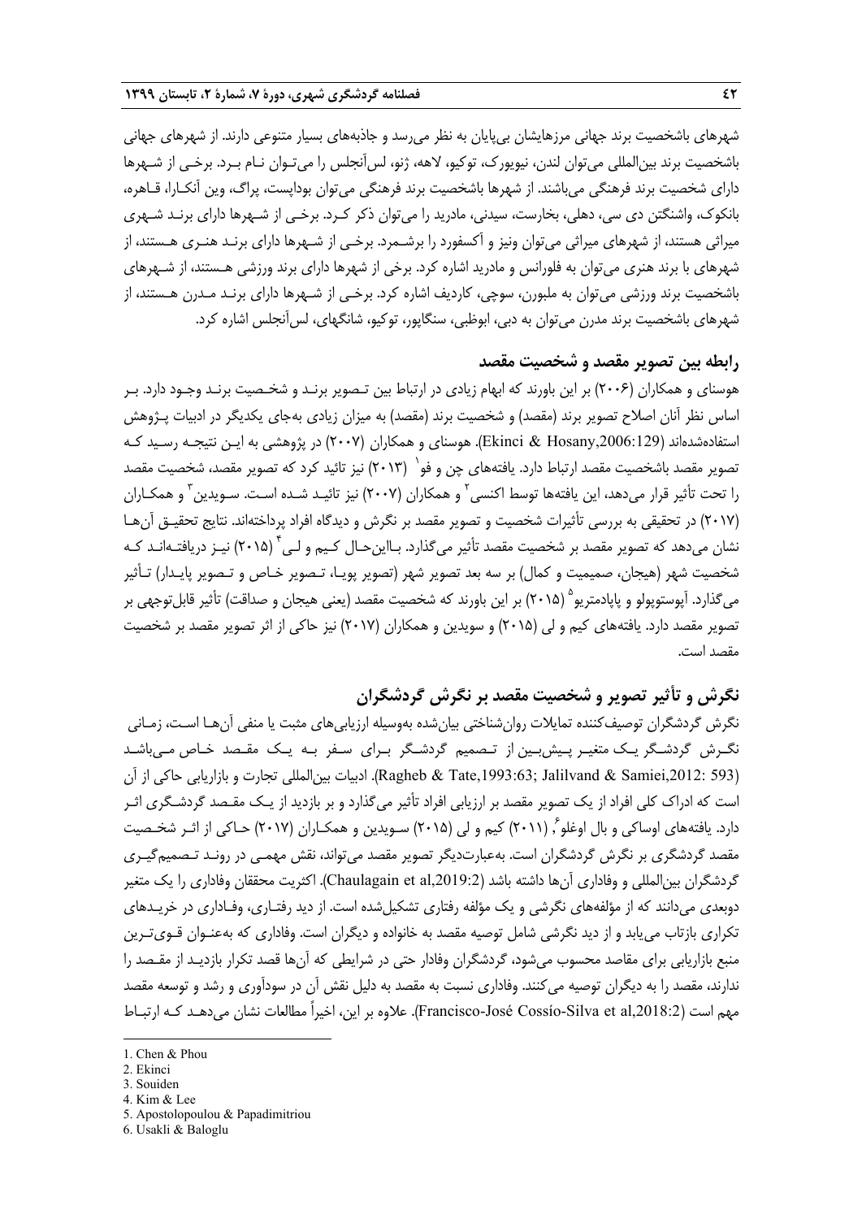شهرهای باشخصیت برند جهانی مرزهایشان بی‌پایان به نظر می‌رسد و جاذبه‌های بسیار متنوعی دارند. از شهرهای جهانی باشخصیت برند بین‌المللی می‌توان لندن، نیویورک، توکیو، لاهه، ژنو، لس‌آنجلس را می‌توان نام برد. برخی از شهرها دارای شخصیت برند فرهنگی می‌باشند. از شهرها باشخصیت برند فرهنگی می‌توان بوداپست، پراگ، وین آنکارا، قاهره، بانکوک، واشنگتن دی سی، دهلی، بخارست، سیدنی، مادرید را می‌توان ذکر کرد. برخی از شهرها دارای برند شهری میراثی هستند، از شهرهای میراثی می‌توان ونیز و آکسفورد را برشمرد. برخی از شهرها دارای برند هنری هستند، از شهرهای با برند هنری می‌توان به فلورانس و مادرید اشاره کرد. برخی از شهرها دارای برند ورزشی هستند، از شهرهای باشخصیت برند ورزشی می‌توان به ملبورن، سوچی، کاردیف اشاره کرد. برخی از شهرها دارای برند مدرن هستند، از شهرهای باشخصیت برند مدرن می‌توان به دبی، ابوظبی، سنگاپور، توکیو، شانگهای، لس‌آنجلس اشاره کرد.

## رابطه بین تصویر مقصد و شخصیت مقصد

هوسنای و همکاران (۲۰۰۶) بر این باورند که ابهام زیادی در ارتباط بین تصویر برند و شخصیت برند وجود دارد. بر اساس نظر آنان اصلاح تصویر برند (مقصد) و شخصیت برند (مقصد) به میزان زیادی به‌جای یکدیگر در ادبیات پژوهش استفاده‌شده‌اند (Ekinci & Hosany,2006:129). هوسنای و همکاران (۲۰۰۷) در پژوهشی به این نتیجه رسید که تصویر مقصد باشخصیت مقصد ارتباط دارد. یافته‌های چن و فو[1] (۲۰۱۳) نیز تائید کرد که تصویر مقصد، شخصیت مقصد را تحت تأثیر قرار می‌دهد، این یافته‌ها توسط اکنسی[2] و همکاران (۲۰۰۷) نیز تائید شده است. سویدین[3] و همکاران (۲۰۱۷) در تحقیقی به بررسی تأثیرات شخصیت و تصویر مقصد بر نگرش و دیدگاه افراد پرداخته‌اند. نتایج تحقیق آن‌ها نشان می‌دهد که تصویر مقصد بر شخصیت مقصد تأثیر می‌گذارد. بااین‌حال کیم و لی[4] (۲۰۱۵) نیز دریافته‌اند که شخصیت شهر (هیجان، صمیمیت و کمال) بر سه بعد تصویر شهر (تصویر پویا، تصویر خاص و تصویر پایدار) تأثیر می‌گذارد. آپوستوپولو و پاپادمتریو[5] (۲۰۱۵) بر این باورند که شخصیت مقصد (یعنی هیجان و صداقت) تأثیر قابل‌توجهی بر تصویر مقصد دارد. یافته‌های کیم و لی (۲۰۱۵) و سویدین و همکاران (۲۰۱۷) نیز حاکی از اثر تصویر مقصد بر شخصیت مقصد است.

## نگرش و تأثیر تصویر و شخصیت مقصد بر نگرش گردشگران

نگرش گردشگران توصیف‌کننده تمایلات روان‌شناختی بیان‌شده به‌وسیله ارزیابی‌های مثبت یا منفی آن‌ها است، زمانی نگرش گردشگر یک متغیر پیش‌بین از تصمیم گردشگر برای سفر به یک مقصد خاص می‌باشد (Ragheb & Tate,1993:63; Jalilvand & Samiei,2012: 593). ادبیات بین‌المللی تجارت و بازاریابی حاکی از آن است که ادراک کلی افراد از یک تصویر مقصد بر ارزیابی افراد تأثیر می‌گذارد و بر بازدید از یک مقصد گردشگری اثر دارد. یافته‌های اوساکی و بال اوغلو[6]، (۲۰۱۱) کیم و لی (۲۰۱۵) سویدین و همکاران (۲۰۱۷) حاکی از اثر شخصیت مقصد گردشگری بر نگرش گردشگران است. به‌عبارت‌دیگر تصویر مقصد می‌تواند، نقش مهمی در روند تصمیم‌گیری گردشگران بین‌المللی و وفاداری آن‌ها داشته باشد (Chaulagain et al,2019:2). اکثریت محققان وفاداری را یک متغیر دوبعدی می‌دانند که از مؤلفه‌های نگرشی و یک مؤلفه رفتاری تشکیل‌شده است. از دید رفتاری، وفاداری در خریدهای تکراری بازتاب می‌یابد و از دید نگرشی شامل توصیه مقصد به خانواده و دیگران است. وفاداری که به‌عنوان قوی‌ترین منبع بازاریابی برای مقاصد محسوب می‌شود، گردشگران وفادار حتی در شرایطی که آن‌ها قصد تکرار بازدید از مقصد را ندارند، مقصد را به دیگران توصیه می‌کنند. وفاداری نسبت به مقصد به دلیل نقش آن در سودآوری و رشد و توسعه مقصد مهم است (Francisco-José Cossío-Silva et al,2018:2). علاوه بر این، اخیراً مطالعات نشان می‌دهد که ارتباط

---

1. Chen & Phou
2. Ekinci
3. Souiden
4. Kim & Lee
5. Apostolopoulou & Papadimitriou
6. Usakli & Baloglu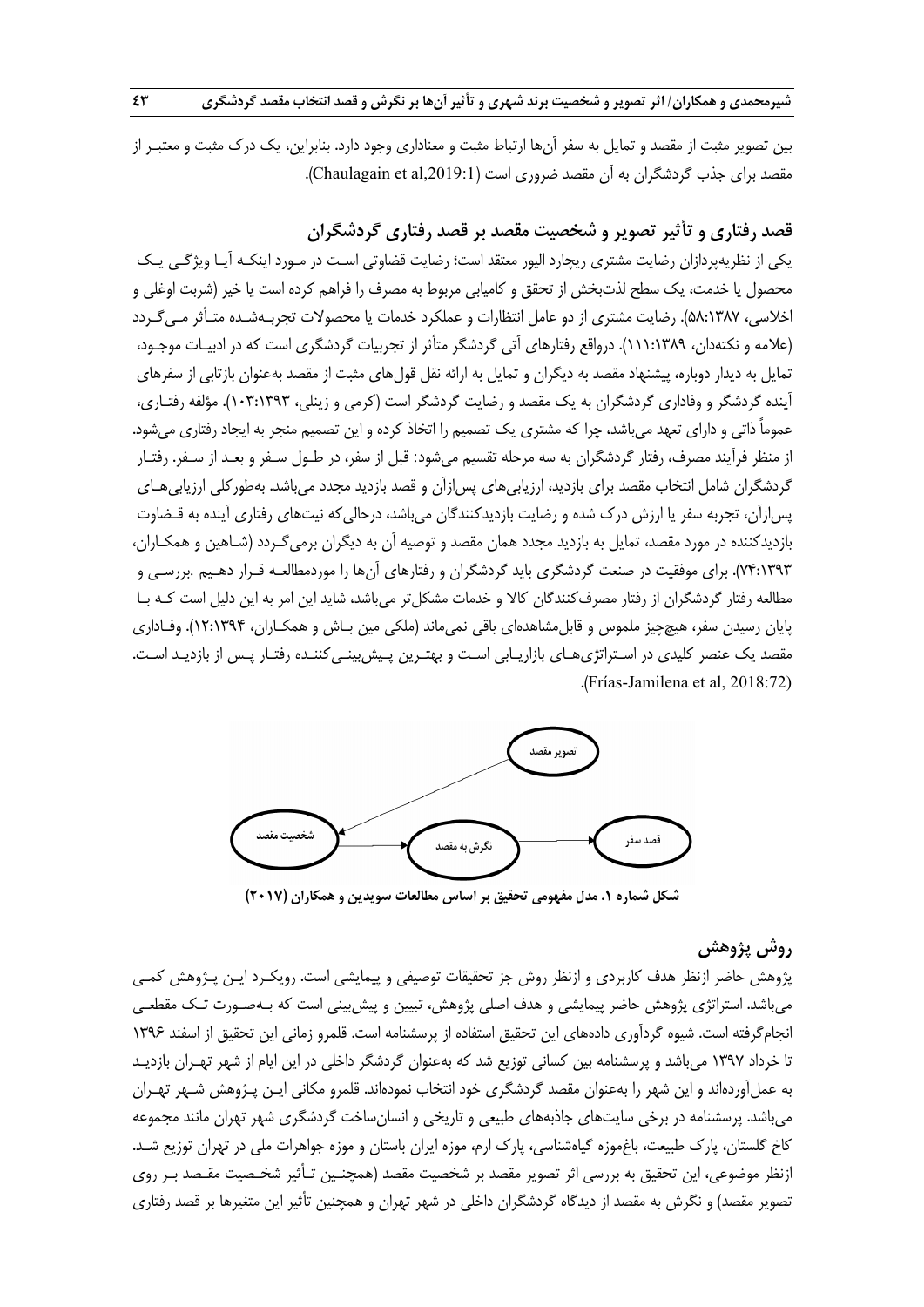بین تصویر مثبت از مقصد و تمایل به سفر آن‌ها ارتباط مثبت و معناداری وجود دارد. بنابراین، یک درک مثبت و معتبـر از مقصد برای جذب گردشگران به آن مقصد ضروری است (Chaulagain et al,2019:1).

## قصد رفتاری و تأثیر تصویر و شخصیت مقصد بر قصد رفتاری گردشگران

یکی از نظریه‌پردازان رضایت مشتری ریچارد الیور معتقد است؛ رضایت قضاوتی اسـت در مـورد اینکـه آیـا ویژگـی یـک محصول یا خدمت، یک سطح لذت‌بخش از تحقق و کامیابی مربوط به مصرف را فراهم کرده است یا خیر (شربت اوغلی و اخلاسی، ۵۸:۱۳۸۷). رضایت مشتری از دو عامل انتظارات و عملکرد خدمات یا محصولات تجربـه‌شـده متـأثر مـی‌گـردد (علامه و نکته‌دان، ۱۱۱:۱۳۸۹). درواقع رفتارهای آتی گردشگر متأثر از تجربیات گردشگری است که در ادبیـات موجـود، تمایل به دیدار دوباره، پیشنهاد مقصد به دیگران و تمایل به ارائه نقل قول‌های مثبت از مقصد به‌عنوان بازتابی از سفرهای آینده گردشگر و وفاداری گردشگران به یک مقصد و رضایت گردشگر است (کرمی و زینلی، ۱۰۳:۱۳۹۳). مؤلفه رفتـاری، عموماً ذاتی و دارای تعهد می‌باشد، چرا که مشتری یک تصمیم را اتخاذ کرده و این تصمیم منجر به ایجاد رفتاری می‌شود. از منظر فرآیند مصرف، رفتار گردشگران به سه مرحله تقسیم می‌شود: قبل از سفر، در طـول سـفر و بعـد از سـفر. رفتـار گردشگران شامل انتخاب مقصد برای بازدید، ارزیابی‌های پس‌ازآن و قصد بازدید مجدد می‌باشد. به‌طورکلی ارزیابی‌هـای پس‌ازآن، تجربه سفر یا ارزش درک شده و رضایت بازدیدکنندگان می‌باشد، درحالی‌که نیت‌های رفتاری آینده به قـضاوت بازدیدکننده در مورد مقصد، تمایل به بازدید مجدد همان مقصد و توصیه آن به دیگران برمی‌گـردد (شـاهین و همکـاران، ۷۴:۱۳۹۳). برای موفقیت در صنعت گردشگری باید گردشگران و رفتارهای آن‌ها را موردمطالعـه قـرار دهـیم .بررسـی و مطالعه رفتار گردشگران از رفتار مصرف‌کنندگان کالا و خدمات مشکل‌تر می‌باشد، شاید این امر به این دلیل است کـه بـا پایان رسیدن سفر، هیچ‌چیز ملموس و قابل‌مشاهده‌ای باقی نمی‌ماند (ملکی مین بـاش و همکـاران، ۱۲:۱۳۹۴). وفـاداری مقصد یک عنصر کلیدی در اسـتراتژی‌هـای بازاریـابی اسـت و بهتـرین پـیش‌بینـی‌کننـده رفتـار پـس از بازدیـد اسـت. (Frías-Jamilena et al, 2018:72).

تصویر مقصد

شخصیت مقصد → نگرش به مقصد → قصد سفر

**شکل شماره ۱. مدل مفهومی تحقیق بر اساس مطالعات سویدین و همکاران (۲۰۱۷)**

## روش پژوهش

پژوهش حاضر ازنظر هدف کاربردی و ازنظر روش جز تحقیقات توصیفی و پیمایشی است. رویکـرد ایـن پـژوهش کمـی می‌باشد. استراتژی پژوهش حاضر پیمایشی و هدف اصلی پژوهش، تبیین و پیش‌بینی است که بـه‌صـورت تـک مقطعـی انجام‌گرفته است. شیوه گردآوری داده‌های این تحقیق استفاده از پرسشنامه است. قلمرو زمانی این تحقیق از اسفند ۱۳۹۶ تا خرداد ۱۳۹۷ می‌باشد و پرسشنامه بین کسانی توزیع شد که به‌عنوان گردشگر داخلی در این ایام از شهر تهـران بازدیـد به عمل‌آورده‌اند و این شهر را به‌عنوان مقصد گردشگری خود انتخاب نموده‌اند. قلمرو مکانی ایـن پـژوهش شـهر تهـران می‌باشد. پرسشنامه در برخی سایت‌های جاذبه‌های طبیعی و تاریخی و انسان‌ساخت گردشگری شهر تهران مانند مجموعه کاخ گلستان، پارک طبیعت، باغ‌موزه گیاه‌شناسی، پارک ارم، موزه ایران باستان و موزه جواهرات ملی در تهران توزیع شـد. ازنظر موضوعی، این تحقیق به بررسی اثر تصویر مقصد بر شخصیت مقصد (همچنـین تـأثیر شخـصیت مقـصد بـر روی تصویر مقصد) و نگرش به مقصد از دیدگاه گردشگران داخلی در شهر تهران و همچنین تأثیر این متغیرها بر قصد رفتاری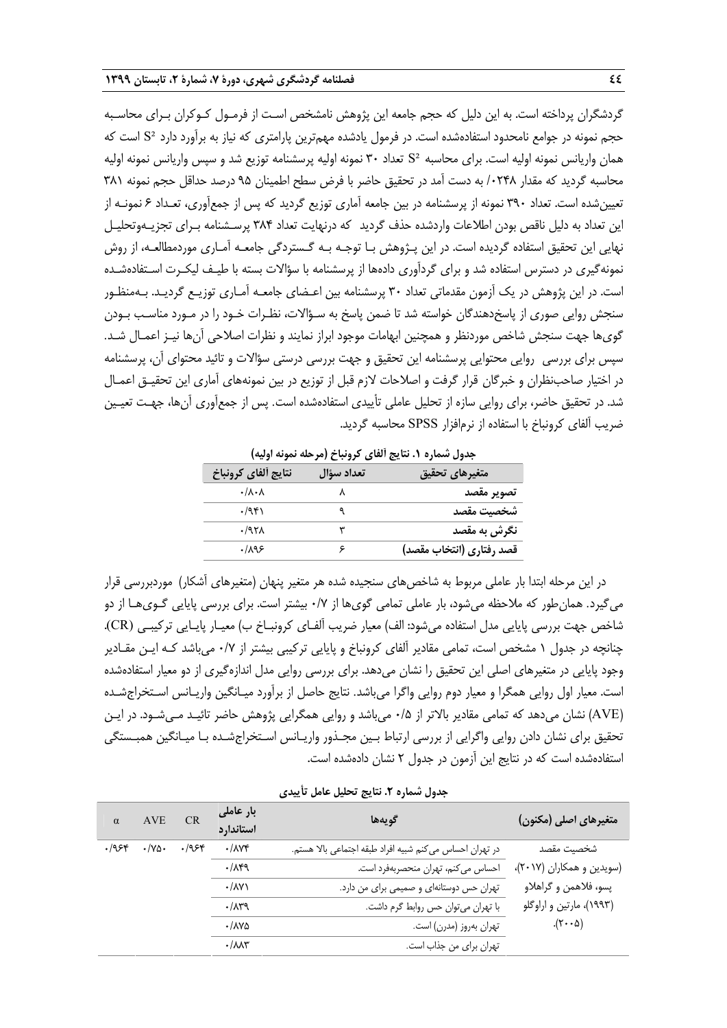گردشگران پرداخته است. به این دلیل که حجم جامعه این پژوهش نامشخص است از فرمول کوکران برای محاسبه حجم نمونه در جوامع نامحدود استفاده‌شده است. در فرمول یادشده مهم‌ترین پارامتری که نیاز به برآورد دارد $S^2$ است که همان واریانس نمونه اولیه است. برای محاسبه $S^2$ تعداد ۳۰ نمونه اولیه پرسشنامه توزیع شد و سپس واریانس نمونه اولیه محاسبه گردید که مقدار ۰۲۴۸/ به دست آمد در تحقیق حاضر با فرض سطح اطمینان ۹۵ درصد حداقل حجم نمونه ۳۸۱ تعیین‌شده است. تعداد ۳۹۰ نمونه از پرسشنامه در بین جامعه آماری توزیع گردید که پس از جمع‌آوری، تعداد ۶ نمونه از این تعداد به دلیل ناقص بودن اطلاعات واردشده حذف گردید که درنهایت تعداد ۳۸۴ پرسشنامه برای تجزیه‌وتحلیل نهایی این تحقیق استفاده گردیده است. در این پژوهش با توجه به گستردگی جامعه آماری موردمطالعه، از روش نمونه‌گیری در دسترس استفاده شد و برای گردآوری داده‌ها از پرسشنامه با سؤالات بسته با طیف لیکرت استفاده‌شده است. در این پژوهش در یک آزمون مقدماتی تعداد ۳۰ پرسشنامه بین اعضای جامعه آماری توزیع گردید. به‌منظور سنجش روایی صوری از پاسخ‌دهندگان خواسته شد تا ضمن پاسخ به سؤالات، نظرات خود را در مورد مناسب بودن گوی‌ها جهت سنجش شاخص موردنظر و همچنین ابهامات موجود ابراز نمایند و نظرات اصلاحی آن‌ها نیز اعمال شد. سپس برای بررسی روایی محتوایی پرسشنامه این تحقیق و جهت بررسی درستی سؤالات و تائید محتوای آن، پرسشنامه در اختیار صاحب‌نظران و خبرگان قرار گرفت و اصلاحات لازم قبل از توزیع در بین نمونه‌های آماری این تحقیق اعمال شد. در تحقیق حاضر، برای روایی سازه از تحلیل عاملی تأییدی استفاده‌شده است. پس از جمع‌آوری آن‌ها، جهت تعیین ضریب آلفای کرونباخ با استفاده از نرم‌افزار SPSS محاسبه گردید.

**جدول شماره ۱. نتایج آلفای کرونباخ (مرحله نمونه اولیه)**

| متغیرهای تحقیق | تعداد سؤال | نتایج آلفای کرونباخ |
|---|---|---|
| تصویر مقصد | ۸ | ۰/۸۰۸ |
| شخصیت مقصد | ۹ | ۰/۹۴۱ |
| نگرش به مقصد | ۳ | ۰/۹۲۸ |
| قصد رفتاری (انتخاب مقصد) | ۶ | ۰/۸۹۶ |

در این مرحله ابتدا بار عاملی مربوط به شاخص‌های سنجیده شده هر متغیر پنهان (متغیرهای آشکار) موردبررسی قرار می‌گیرد. همان‌طور که ملاحظه می‌شود، بار عاملی تمامی گوی‌ها از ۰/۷ بیشتر است. برای بررسی پایایی گوی‌ها از دو شاخص جهت بررسی پایایی مدل استفاده می‌شود: الف) معیار ضریب آلفای کرونباخ ب) معیار پایایی ترکیبی (CR). چنانچه در جدول ۱ مشخص است، تمامی مقادیر آلفای کرونباخ و پایایی ترکیبی بیشتر از ۰/۷ می‌باشد که این مقادیر وجود پایایی در متغیرهای اصلی این تحقیق را نشان می‌دهد. برای بررسی روایی مدل اندازه‌گیری از دو معیار استفاده‌شده است. معیار اول روایی همگرا و معیار دوم روایی واگرا می‌باشد. نتایج حاصل از برآورد میانگین واریانس استخراج‌شده (AVE) نشان می‌دهد که تمامی مقادیر بالاتر از ۰/۵ می‌باشد و روایی همگرایی پژوهش حاضر تائید می‌شود. در این تحقیق برای نشان دادن روایی واگرایی از بررسی ارتباط بین مجذور واریانس استخراج‌شده با میانگین همبستگی استفاده‌شده است که در نتایج این آزمون در جدول ۲ نشان داده‌شده است.

**جدول شماره ۲. نتایج تحلیل عامل تأییدی**

| متغیرهای اصلی (مکنون) | گویه‌ها | بار عاملی استاندارد | CR | AVE | α |
|---|---|---|---|---|---|
| شخصیت مقصد (سویدین و همکاران (۲۰۱۷)، پسو، فلاهمن و گراهالو (۱۹۹۳)، مارتین و اراوگلو (۲۰۰۵). | در تهران احساس می‌کنم شبیه افراد طبقه اجتماعی بالا هستم. | ۰/۸۷۴ | ۰/۹۶۴ | ۰/۷۵۰ | ۰/۹۶۴ |
| | احساس می‌کنم، تهران منحصربه‌فرد است. | ۰/۸۴۹ | | | |
| | تهران حس دوستانه‌ای و صمیمی برای من دارد. | ۰/۸۷۱ | | | |
| | با تهران می‌توان حس روابط گرم داشت. | ۰/۸۳۹ | | | |
| | تهران به‌روز (مدرن) است. | ۰/۸۷۵ | | | |
| | تهران برای من جذاب است. | ۰/۸۸۳ | | | |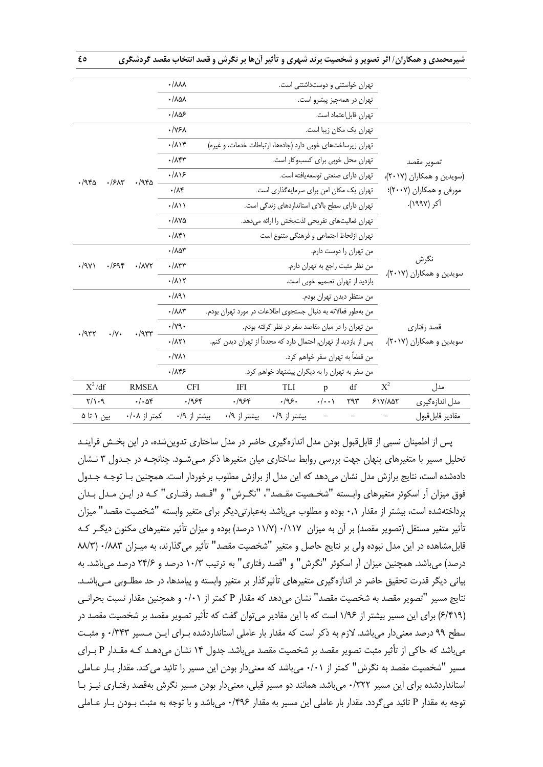| متغیر | گویه | بار عاملی | CR | AVE | آلفای کرونباخ |
|---|---|---|---|---|---|
| | تهران خواستنی و دوست‌داشتنی است. | ۰/۸۸۸ | | | |
| | تهران در همه‌چیز پیشرو است. | ۰/۸۵۸ | | | |
| | تهران قابل‌اعتماد است. | ۰/۸۵۶ | | | |
| تصویر مقصد (سویدین و همکاران (۲۰۱۷)، مورفی و همکاران (۲۰۰۷)؛ آکر (۱۹۹۷). | تهران یک مکان زیبا است. | ۰/۷۶۸ | ۰/۹۴۵ | ۰/۶۸۳ | ۰/۹۴۵ |
| | تهران زیرساخت‌های خوبی دارد (جاده‌ها، ارتباطات خدمات، و غیره) | ۰/۸۱۴ | | | |
| | تهران محل خوبی برای کسب‌وکار است. | ۰/۸۴۳ | | | |
| | تهران دارای صنعتی توسعه‌یافته است. | ۰/۸۱۶ | | | |
| | تهران یک مکان امن برای سرمایه‌گذاری است. | ۰/۸۴ | | | |
| | تهران دارای سطح بالای استانداردهای زندگی است. | ۰/۸۱۱ | | | |
| | تهران فعالیت‌های تفریحی لذت‌بخش را ارائه می‌دهد. | ۰/۸۷۵ | | | |
| | تهران ازلحاظ اجتماعی و فرهنگی متنوع است | ۰/۸۴۱ | | | |
| نگرش سویدین و همکاران (۲۰۱۷). | من تهران را دوست دارم. | ۰/۸۵۳ | ۰/۸۷۲ | ۰/۶۹۴ | ۰/۹۷۱ |
| | من نظر مثبت راجع به تهران دارم. | ۰/۸۳۳ | | | |
| | بازدید از تهران تصمیم خوبی است. | ۰/۸۱۲ | | | |
| قصد رفتاری سویدین و همکاران (۲۰۱۷). | من منتظر دیدن تهران بودم. | ۰/۸۹۱ | ۰/۹۳۳ | ۰/۷۰ | ۰/۹۳۲ |
| | من به‌طور فعالانه به دنبال جستجوی اطلاعات در مورد تهران بودم. | ۰/۸۸۳ | | | |
| | من تهران را در میان مقاصد سفر در نظر گرفته بودم. | ۰/۷۹۰ | | | |
| | پس از بازدید از تهران، احتمال دارد که مجدداً از تهران دیدن کنم. | ۰/۸۲۱ | | | |
| | من قطعاً به تهران سفر خواهم کرد. | ۰/۷۸۱ | | | |
| | من سفر به تهران را به دیگران پیشنهاد خواهم کرد. | ۰/۸۴۶ | | | |

| مدل | $X^2$ | df | p | TLI | IFI | CFI | RMSEA | $X^2$/df |
|---|---|---|---|---|---|---|---|---|
| مدل اندازه‌گیری | ۶۱۷/۸۵۲ | ۲۹۳ | ۰/۰۰۱ | ۰/۹۶۰ | ۰/۹۶۴ | ۰/۹۶۴ | ۰/۰۵۴ | ۲/۱۰۹ |
| مقادیر قابل‌قبول | – | – | – | بیشتر از ۰/۹ | بیشتر از ۰/۹ | بیشتر از ۰/۹ | کمتر از ۰/۰۸ | بین ۱ تا ۵ |

پس از اطمینان نسبی از قابل‌قبول بودن مدل اندازه‌گیری مدل ساختاری تدوین‌شده، در این بخش فرایند تحلیل مسیر با متغیرهای پنهان جهت بررسی روابط ساختاری میان متغیرها ذکر می‌شود. چنانچه در جدول ۳ نشان داده‌شده است، نتایج برازش مدل نشان می‌دهد که این مدل از برازش مطلوب برخوردار است. همچنین با توجه جدول فوق میزان آر اسکوئر متغیرهای وابسته "شخصیت مقصد"، "نگرش" و "قصد رفتاری" که در این مدل بدان پرداخته‌شده است، بیشتر از مقدار ۰،۱ بوده و مطلوب می‌باشد. به‌عبارتی‌دیگر برای متغیر وابسته "شخصیت مقصد" میزان تأثیر متغیر مستقل (تصویر مقصد) بر آن به میزان ۰/۱۱۷ (۱۱/۷ درصد) بوده و میزان تأثیر متغیرهای مکنون دیگر که قابل‌مشاهده در این مدل نبوده ولی بر نتایج حاصل و متغیر "شخصیت مقصد" تأثیر می‌گذارند، به میزان ۰/۸۸۳ (۸۸/۳ درصد) می‌باشد. همچنین میزان آر اسکوئر "نگرش" و "قصد رفتاری" به ترتیب ۱۰/۳ درصد و ۲۴/۶ درصد می‌باشد. به بیانی دیگر قدرت تحقیق حاضر در اندازه‌گیری متغیرهای تأثیرگذار بر متغیر وابسته و پیامدها، در حد مطلوبی می‌باشد. نتایج مسیر "تصویر مقصد به شخصیت مقصد" نشان می‌دهد که مقدار P کمتر از ۰/۰۱ و همچنین مقدار نسبت بحرانی (۶/۴۱۹) برای این مسیر بیشتر از ۱/۹۶ است که با این مقادیر می‌توان گفت که تأثیر تصویر مقصد بر شخصیت مقصد در سطح ۹۹ درصد معنی‌دار می‌باشد. لازم به ذکر است که مقدار بار عاملی استانداردشده برای این مسیر ۰/۳۴۳ و مثبت می‌باشد که حاکی از تأثیر مثبت تصویر مقصد بر شخصیت مقصد می‌باشد. جدول ۱۴ نشان می‌دهد که مقدار P برای مسیر "شخصیت مقصد به نگرش" کمتر از ۰/۰۱ می‌باشد که معنی‌دار بودن این مسیر را تائید می‌کند. مقدار بار عاملی استانداردشده برای این مسیر ۰/۳۲۲ می‌باشد. همانند دو مسیر قبلی، معنی‌دار بودن مسیر نگرش به‌قصد رفتاری نیز با توجه به مقدار P تائید می‌گردد. مقدار بار عاملی این مسیر به مقدار ۰/۴۹۶ می‌باشد و با توجه به مثبت بودن بار عاملی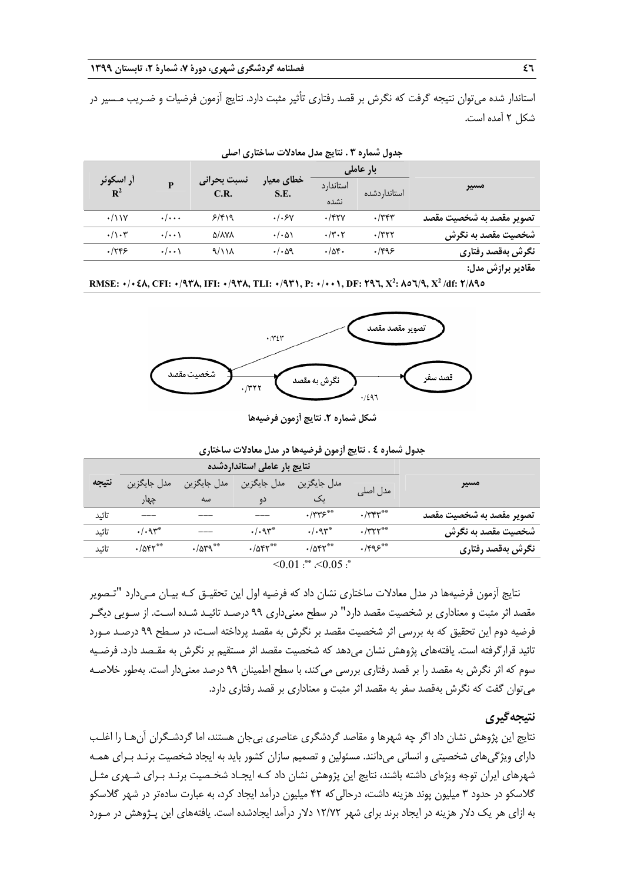استاندار شده می‌توان نتیجه گرفت که نگرش بر قصد رفتاری تأثیر مثبت دارد. نتایج آزمون فرضیات و ضـریب مـسیر در شکل ۲ آمده است.

**جدول شماره ۳ . نتایج مدل معادلات ساختاری اصلی**

| مسیر | بار عاملی | | خطای معیار S.E. | نسبت بحرانی C.R. | P | آر اسکوئر $R^2$ |
|---|---|---|---|---|---|---|
| | استانداردشده | استاندارد نشده | | | | |
| تصویر مقصد به شخصیت مقصد | ۰/۳۴۳ | ۰/۴۲۷ | ۰/۰۶۷ | ۶/۴۱۹ | ۰/۰۰۰ | ۰/۱۱۷ |
| شخصیت مقصد به نگرش | ۰/۳۲۲ | ۰/۳۰۲ | ۰/۰۵۱ | ۵/۸۷۸ | ۰/۰۰۱ | ۰/۱۰۳ |
| نگرش به‌قصد رفتاری | ۰/۴۹۶ | ۰/۵۴۰ | ۰/۰۵۹ | ۹/۱۱۸ | ۰/۰۰۱ | ۰/۲۴۶ |

**مقادیر برازش مدل:**

RMSE: ۰/۰۴۸, CFI: ۰/۹۳۸, IFI: ۰/۹۳۸, TLI: ۰/۹۳۱, P: ۰/۰۰۱, DF: ۲۹۶, $X^2$: ۸۵۶/۹, $X^2$ /df: ۲/۸۹۵

**شکل شماره ۲. نتایج آزمون فرضیه‌ها**

**جدول شماره ٤ . نتایج آزمون فرضیه‌ها در مدل معادلات ساختاری**

| مسیر | نتایج بار عاملی استانداردشده | | | | | نتیجه |
|---|---|---|---|---|---|---|
| | مدل اصلی | مدل جایگزین یک | مدل جایگزین دو | مدل جایگزین سه | مدل جایگزین چهار | |
| تصویر مقصد به شخصیت مقصد | ۰/۳۴۳** | ۰/۳۳۶** | --- | --- | --- | تائید |
| شخصیت مقصد به نگرش | ۰/۳۲۲** | ۰/۰۹۳* | ۰/۰۹۳* | --- | ۰/۰۹۳* | تائید |
| نگرش به‌قصد رفتاری | ۰/۴۹۶** | ۰/۵۴۲** | ۰/۵۴۲** | ۰/۵۳۹** | ۰/۵۴۲** | تائید |

<0.01 :** ،<0.05 :*

نتایج آزمون فرضیه‌ها در مدل معادلات ساختاری نشان داد که فرضیه اول این تحقیق کـه بیـان مـی‌دارد "تـصویر مقصد اثر مثبت و معناداری بر شخصیت مقصد دارد" در سطح معنی‌داری ۹۹ درصـد تائیـد شـده اسـت. از سـویی دیگـر فرضیه دوم این تحقیق که به بررسی اثر شخصیت مقصد بر نگرش به مقصد پرداخته اسـت، در سـطح ۹۹ درصـد مـورد تائید قرارگرفته است. یافته‌های پژوهش نشان می‌دهد که شخصیت مقصد اثر مستقیم بر نگرش به مقـصد دارد. فرضـیه سوم که اثر نگرش به مقصد را بر قصد رفتاری بررسی می‌کند، با سطح اطمینان ۹۹ درصد معنی‌دار است. به‌طور خلاصـه می‌توان گفت که نگرش به‌قصد سفر به مقصد اثر مثبت و معناداری بر قصد رفتاری دارد.

## نتیجه‌گیری

نتایج این پژوهش نشان داد اگر چه شهرها و مقاصد گردشگری عناصری بی‌جان هستند، اما گردشـگران آن‌هـا را اغلـب دارای ویژگی‌های شخصیتی و انسانی می‌دانند. مسئولین و تصمیم سازان کشور باید به ایجاد شخصیت برنـد بـرای همـه شهرهای ایران توجه ویژه‌ای داشته باشند، نتایج این پژوهش نشان داد کـه ایجـاد شخـصیت برنـد بـرای شـهری مثـل گلاسکو در حدود ۳ میلیون پوند هزینه داشت، درحالی‌که ۴۲ میلیون درآمد ایجاد کرد، به عبارت ساده‌تر در شهر گلاسکو به ازای هر یک دلار هزینه در ایجاد برند برای شهر ۱۲/۷۲ دلار درآمد ایجادشده است. یافته‌های این پـژوهش در مـورد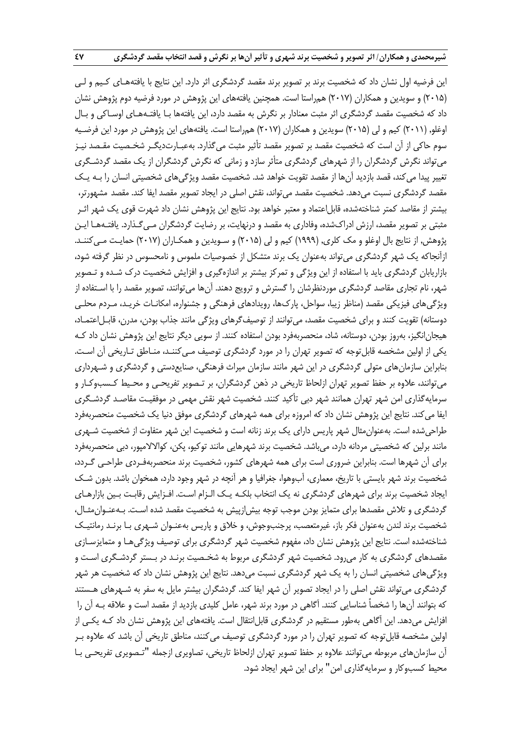این فرضیه اول نشان داد که شخصیت برند بر تصویر برند مقصد گردشگری اثر دارد. این نتایج با یافته‌های کیم و لی (۲۰۱۵) و سویدین و همکاران (۲۰۱۷) همراستا است. همچنین یافته‌های این پژوهش در مورد فرضیه دوم پژوهش نشان داد که شخصیت مقصد گردشگری اثر مثبت معنادار بر نگرش به مقصد دارد، این یافته‌ها با یافته‌های اوساکی و بال اوغلو, (۲۰۱۱) کیم و لی (۲۰۱۵) سویدین و همکاران (۲۰۱۷) همراستا است. یافته‌های این پژوهش در مورد این فرضیه سوم حاکی از آن است که شخصیت مقصد بر تصویر مقصد تأثیر مثبت می‌گذارد. به‌عبارت‌دیگر شخصیت مقصد نیز می‌تواند نگرش گردشگران را از شهرهای گردشگری متأثر سازد و زمانی که نگرش گردشگران از یک مقصد گردشگری تغییر پیدا می‌کند، قصد بازدید آن‌ها از مقصد تقویت خواهد شد. شخصیت مقصد ویژگی‌های شخصیتی انسان را به یک مقصد گردشگری نسبت می‌دهد. شخصیت مقصد می‌تواند، نقش اصلی در ایجاد تصویر مقصد ایفا کند. مقصد مشهورتر، بیشتر از مقاصد کمتر شناخته‌شده، قابل‌اعتماد و معتبر خواهد بود. نتایج این پژوهش نشان داد شهرت قوی یک شهر اثر مثبتی بر تصویر مقصد، ارزش ادراک‌شده، وفاداری به مقصد و درنهایت، بر رضایت گردشگران می‌گذارد. یافته‌ها این پژوهش، از نتایج بال اوغلو و مک کلری, (۱۹۹۹) کیم و لی (۲۰۱۵) و سویدین و همکاران (۲۰۱۷) حمایت می‌کنند. ازآنجاکه یک شهر گردشگری می‌تواند به‌عنوان یک برند متشکل از خصوصیات ملموس و نامحسوس در نظر گرفته شود، بازاریابان گردشگری باید با استفاده از این ویژگی و تمرکز بیشتر بر اندازه‌گیری و افزایش شخصیت درک شده و تصویر شهر، نام تجاری مقاصد گردشگری موردنظرشان را گسترش و ترویج دهند. آن‌ها می‌توانند، تصویر مقصد را با استفاده از ویژگی‌های فیزیکی مقصد (مناظر زیبا، سواحل، پارک‌ها، رویدادهای فرهنگی و جشنواره، امکانات خرید، مردم محلی دوستانه) تقویت کنند و برای شخصیت مقصد، می‌توانند از توصیف‌گرهای ویژگی مانند جذاب بودن، مدرن، قابل‌اعتماد، هیجان‌انگیز، به‌روز بودن، دوستانه، شاد، منحصربه‌فرد بودن استفاده کنند. از سویی دیگر نتایج این پژوهش نشان داد که یکی از اولین مشخصه قابل‌توجه که تصویر تهران را در مورد گردشگری توصیف می‌کنند، مناطق تاریخی آن است. بنابراین سازمان‌های متولی گردشگری در این شهر مانند سازمان میراث فرهنگی، صنایع‌دستی و گردشگری و شهرداری می‌توانند، علاوه بر حفظ تصویر تهران ازلحاظ تاریخی در ذهن گردشگران، بر تصویر تفریحی و محیط کسب‌وکار و سرمایه‌گذاری امن شهر تهران همانند شهر دبی تأکید کنند. شخصیت شهر نقش مهمی در موفقیت مقاصد گردشگری ایفا می‌کند. نتایج این پژوهش نشان داد که امروزه برای همه شهرهای گردشگری موفق دنیا یک شخصیت منحصربه‌فرد طراحی‌شده است. به‌عنوان‌مثال شهر پاریس دارای یک برند زنانه است و شخصیت این شهر متفاوت از شخصیت شهری مانند برلین که شخصیتی مردانه دارد، می‌باشد. شخصیت برند شهرهایی مانند توکیو، پکن، کوالالامپور، دبی منحصربه‌فرد برای آن شهرها است. بنابراین ضروری است برای همه شهرهای کشور، شخصیت برند منحصربه‌فردی طراحی گردد، شخصیت برند شهر بایستی با تاریخ، معماری، آب‌وهوا، جغرافیا و هر آنچه در شهر وجود دارد، همخوان باشد. بدون شک ایجاد شخصیت برند برای شهرهای گردشگری نه یک انتخاب بلکه یک الزام است. افزایش رقابت بین بازارهای گردشگری و تلاش مقصدها برای متمایز بودن موجب توجه بیش‌ازپیش به شخصیت مقصد شده است. به‌عنوان‌مثال، شخصیت برند لندن به‌عنوان فکر باز، غیرمتعصب، پرجنب‌وجوش، و خلاق و پاریس به‌عنوان شهری با برند رمانتیک شناخته‌شده است. نتایج این پژوهش نشان داد، مفهوم شخصیت شهر گردشگری برای توصیف ویژگی‌ها و متمایزسازی مقصدهای گردشگری به کار می‌رود. شخصیت شهر گردشگری مربوط به شخصیت برند در بستر گردشگری است و ویژگی‌های شخصیتی انسان را به یک شهر گردشگری نسبت می‌دهد. نتایج این پژوهش نشان داد که شخصیت هر شهر گردشگری می‌تواند نقش اصلی را در ایجاد تصویر آن شهر ایفا کند. گردشگران بیشتر مایل به سفر به شهرهای هستند که بتوانند آن‌ها را شخصاً شناسایی کنند. آگاهی در مورد برند شهر، عامل کلیدی بازدید از مقصد است و علاقه به آن را افزایش می‌دهد. این آگاهی به‌طور مستقیم در گردشگری قابل‌انتقال است. یافته‌های این پژوهش نشان داد که یکی از اولین مشخصه قابل‌توجه که تصویر تهران را در مورد گردشگری توصیف می‌کنند، مناطق تاریخی آن باشد که علاوه بر آن سازمان‌های مربوطه می‌توانند علاوه بر حفظ تصویر تهران ازلحاظ تاریخی، تصاویری ازجمله "تصویری تفریحی با محیط کسب‌وکار و سرمایه‌گذاری امن" برای این شهر ایجاد شود.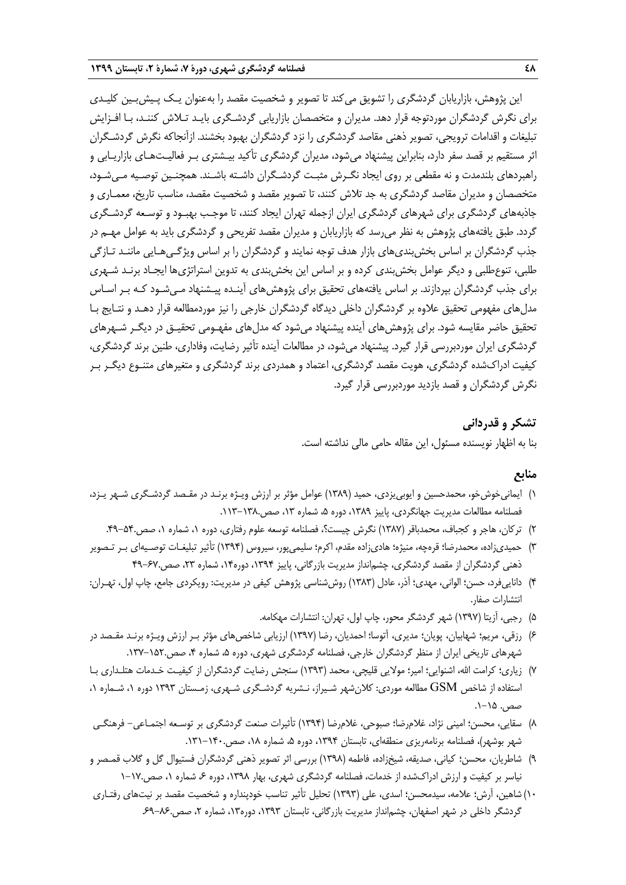این پژوهش، بازاریابان گردشگری را تشویق می‌کند تا تصویر و شخصیت مقصد را به‌عنوان یک پیش‌بین کلیدی برای نگرش گردشگران موردتوجه قرار دهد. مدیران و متخصصان بازاریابی گردشگری باید تلاش کنند، با افزایش تبلیغات و اقدامات ترویجی، تصویر ذهنی مقاصد گردشگری را نزد گردشگران بهبود بخشند. ازآنجاکه نگرش گردشگران اثر مستقیم بر قصد سفر دارد، بنابراین پیشنهاد می‌شود، مدیران گردشگری تأکید بیشتری بر فعالیت‌های بازاریابی و راهبردهای بلندمدت و نه مقطعی بر روی ایجاد نگرش مثبت گردشگران داشته باشند. همچنین توصیه می‌شود، متخصصان و مدیران مقاصد گردشگری به جد تلاش کنند، تا تصویر مقصد و شخصیت مقصد، مناسب تاریخ، معماری و جاذبه‌های گردشگری برای شهرهای گردشگری ایران ازجمله تهران ایجاد کنند، تا موجب بهبود و توسعه گردشگری گردد. طبق یافته‌های پژوهش به نظر می‌رسد که بازاریابان و مدیران مقصد تفریحی و گردشگری باید به عوامل مهم در جذب گردشگران بر اساس بخش‌بندی‌های بازار هدف توجه نمایند و گردشگران را بر اساس ویژگی‌هایی مانند تازگی طلبی، تنوع‌طلبی و دیگر عوامل بخش‌بندی کرده و بر اساس این بخش‌بندی به تدوین استراتژی‌ها ایجاد برند شهری برای جذب گردشگران بپردازند. بر اساس یافته‌های تحقیق برای پژوهش‌های آینده پیشنهاد می‌شود که بر اساس مدل‌های مفهومی تحقیق علاوه بر گردشگران داخلی دیدگاه گردشگران خارجی را نیز موردمطالعه قرار دهد و نتایج با تحقیق حاضر مقایسه شود. برای پژوهش‌های آینده پیشنهاد می‌شود که مدل‌های مفهومی تحقیق در دیگر شهرهای گردشگری ایران موردبررسی قرار گیرد. پیشنهاد می‌شود، در مطالعات آینده تأثیر رضایت، وفاداری، طنین برند گردشگری، کیفیت ادراک‌شده گردشگری، هویت مقصد گردشگری، اعتماد و همدردی برند گردشگری و متغیرهای متنوع دیگر بر نگرش گردشگران و قصد بازدید موردبررسی قرار گیرد.

## تشکر و قدردانی

بنا به اظهار نویسنده مسئول، این مقاله حامی مالی نداشته است.

## منابع

۱) ایمانی‌خوش‌خو، محمدحسین و ایوبی‌یزدی، حمید (۱۳۸۹) عوامل مؤثر بر ارزش ویژه برند در مقصد گردشگری شهر یزد، فصلنامه مطالعات مدیریت جهانگردی، پاییز ۱۳۸۹، دوره ۵، شماره ۱۳، صص.۱۳۸-۱۱۳.

۲) ترکان، هاجر و کجباف، محمدباقر (۱۳۸۷) نگرش چیست؟، فصلنامه توسعه علوم رفتاری، دوره ۱، شماره ۱، صص.۵۴-۴۹.

۳) حمیدی‌زاده، محمدرضا؛ قره‌چه، منیژه؛ هادی‌زاده مقدم، اکرم؛ سلیمی‌پور، سیروس (۱۳۹۴) تأثیر تبلیغات توصیه‌ای بر تصویر ذهنی گردشگران از مقصد گردشگری، چشم‌انداز مدیریت بازرگانی، پاییز ۱۳۹۴، دوره۱۴، شماره ۲۳، صص.۶۷-۴۹

۴) دانایی‌فرد، حسن؛ الوانی، مهدی؛ آذر، عادل (۱۳۸۳) روش‌شناسی پژوهش کیفی در مدیریت: رویکردی جامع، چاپ اول، تهران: انتشارات صفار.

۵) رجبی، آزیتا (۱۳۹۷) شهر گردشگر محور، چاپ اول، تهران: انتشارات مهکامه.

۶) رزقی، مریم؛ شهابیان، پویان؛ مدیری، آتوسا؛ احمدیان، رضا (۱۳۹۷) ارزیابی شاخص‌های مؤثر بر ارزش ویژه برند مقصد در شهرهای تاریخی ایران از منظر گردشگران خارجی، فصلنامه گردشگری شهری، دوره ۵، شماره ۴، صص.۱۵۲-۱۳۷.

۷) زیاری؛ کرامت الله، اشنویی؛ امیر؛ مولایی قلیچی، محمد (۱۳۹۳) سنجش رضایت گردشگران از کیفیت خدمات هتلداری با استفاده از شاخص GSM مطالعه موردی: کلان‌شهر شیراز، نشریه گردشگری شهری، زمستان ۱۳۹۳ دوره ۱، شماره ۱، صص. ۱۵-۱.

۸) سقایی، محسن؛ امینی نژاد، غلامرضا؛ صبوحی، غلامرضا (۱۳۹۴) تأثیرات صنعت گردشگری بر توسعه اجتماعی- فرهنگی شهر بوشهر)، فصلنامه برنامه‌ریزی منطقه‌ای، تابستان ۱۳۹۴، دوره ۵، شماره ۱۸، صص.۱۴۰-۱۳۱.

۹) شاطریان، محسن؛ کیانی، صدیقه، شیخ‌زاده، فاطمه (۱۳۹۸) بررسی اثر تصویر ذهنی گردشگران فستیوال گل و گلاب قمصر و نیاسر بر کیفیت و ارزش ادراک‌شده از خدمات، فصلنامه گردشگری شهری، بهار ۱۳۹۸، دوره ۶، شماره ۱، صص.۱۷-۱

۱۰) شاهین، آرش؛ علامه، سیدمحسن؛ اسدی، علی (۱۳۹۳) تحلیل تأثیر تناسب خودپنداره و شخصیت مقصد بر نیت‌های رفتاری گردشگر داخلی در شهر اصفهان، چشم‌انداز مدیریت بازرگانی، تابستان ۱۳۹۳، دوره۱۳، شماره ۲، صص.۸۶-۶۹.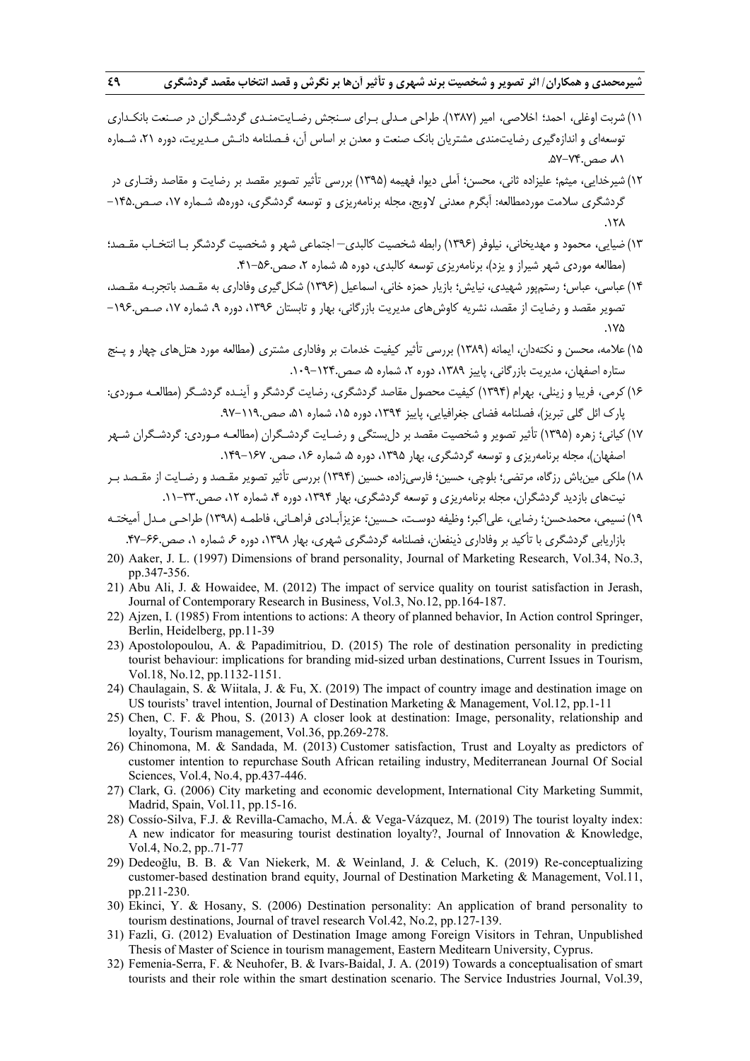۱۱) شربت اوغلی، احمد؛ اخلاصی، امیر (۱۳۸۷). طراحی مـدلی بـرای سـنجش رضـایت‌منـدی گردشـگران در صـنعت بانکـداری توسعه‌ای و اندازه‌گیری رضایت‌مندی مشتریان بانک صنعت و معدن بر اساس آن، فـصلنامه دانـش مـدیریت، دوره ۲۱، شـماره ۸۱، صص.۷۴-۵۷.

۱۲) شیرخدایی، میثم؛ علیزاده ثانی، محسن؛ آملی دیوا، فهیمه (۱۳۹۵) بررسی تأثیر تصویر مقصد بر رضایت و مقاصد رفتـاری در گردشگری سلامت موردمطالعه: آبگرم معدنی لاویج، مجله برنامه‌ریزی و توسعه گردشگری، دوره۵، شـماره ۱۷، صـص.۱۴۵- ۱۲۸.

۱۳) ضیایی، محمود و مهدیخانی، نیلوفر (۱۳۹۶) رابطه شخصیت کالبدی– اجتماعی شهر و شخصیت گردشگر بـا انتخـاب مقـصد؛ (مطالعه موردی شهر شیراز و یزد)، برنامه‌ریزی توسعه کالبدی، دوره ۵، شماره ۲، صص.۵۶-۴۱.

۱۴) عباسی، عباس؛ رستم‌پور شهیدی، نیایش؛ بازیار حمزه خانی، اسماعیل (۱۳۹۶) شکل‌گیری وفاداری به مقـصد باتجربـه مقـصد، تصویر مقصد و رضایت از مقصد، نشریه کاوش‌های مدیریت بازرگانی، بهار و تابستان ۱۳۹۶، دوره ۹، شماره ۱۷، صـص.۱۹۶- ۱۷۵.

۱۵) علامه، محسن و نکته‌دان، ایمانه (۱۳۸۹) بررسی تأثیر کیفیت خدمات بر وفاداری مشتری (مطالعه مورد هتل‌های چهار و پـنج ستاره اصفهان، مدیریت بازرگانی، پاییز ۱۳۸۹، دوره ۲، شماره ۵، صص.۱۲۴-۱۰۹.

۱۶) کرمی، فریبا و زینلی، بهرام (۱۳۹۴) کیفیت محصول مقاصد گردشگری، رضایت گردشگر و آینـده گردشـگر (مطالعـه مـوردی: پارک ائل گلی تبریز)، فصلنامه فضای جغرافیایی، پاییز ۱۳۹۴، دوره ۱۵، شماره ۵۱، صص.۱۱۹-۹۷.

۱۷) کیانی؛ زهره (۱۳۹۵) تأثیر تصویر و شخصیت مقصد بر دل‌بستگی و رضـایت گردشـگران (مطالعـه مـوردی: گردشـگران شـهر اصفهان)، مجله برنامه‌ریزی و توسعه گردشگری، بهار ۱۳۹۵، دوره ۵، شماره ۱۶، صص. ۱۶۷-۱۴۹.

۱۸) ملکی مین‌باش رزگاه، مرتضی؛ بلوچی، حسین؛ فارسی‌زاده، حسین (۱۳۹۴) بررسی تأثیر تصویر مقـصد و رضـایت از مقـصد بـر نیت‌های بازدید گردشگران، مجله برنامه‌ریزی و توسعه گردشگری، بهار ۱۳۹۴، دوره ۴، شماره ۱۲، صص.۳۳-۱۱.

۱۹) نسیمی، محمدحسن؛ رضایی، علی‌اکبر؛ وظیفه دوسـت، حـسین؛ عزیزآبـادی فراهـانی، فاطمـه (۱۳۹۸) طراحـی مـدل آمیختـه بازاریابی گردشگری با تأکید بر وفاداری ذینفعان، فصلنامه گردشگری شهری، بهار ۱۳۹۸، دوره ۶، شماره ۱، صص.۶۶-۴۷.

20) Aaker, J. L. (1997) Dimensions of brand personality, Journal of Marketing Research, Vol.34, No.3, pp.347-356.
21) Abu Ali, J. & Howaidee, M. (2012) The impact of service quality on tourist satisfaction in Jerash, Journal of Contemporary Research in Business, Vol.3, No.12, pp.164-187.
22) Ajzen, I. (1985) From intentions to actions: A theory of planned behavior, In Action control Springer, Berlin, Heidelberg, pp.11-39
23) Apostolopoulou, A. & Papadimitriou, D. (2015) The role of destination personality in predicting tourist behaviour: implications for branding mid-sized urban destinations, Current Issues in Tourism, Vol.18, No.12, pp.1132-1151.
24) Chaulagain, S. & Wiitala, J. & Fu, X. (2019) The impact of country image and destination image on US tourists' travel intention, Journal of Destination Marketing & Management, Vol.12, pp.1-11
25) Chen, C. F. & Phou, S. (2013) A closer look at destination: Image, personality, relationship and loyalty, Tourism management, Vol.36, pp.269-278.
26) Chinomona, M. & Sandada, M. (2013) Customer satisfaction, Trust and Loyalty as predictors of customer intention to repurchase South African retailing industry, Mediterranean Journal Of Social Sciences, Vol.4, No.4, pp.437-446.
27) Clark, G. (2006) City marketing and economic development, International City Marketing Summit, Madrid, Spain, Vol.11, pp.15-16.
28) Cossío-Silva, F.J. & Revilla-Camacho, M.Á. & Vega-Vázquez, M. (2019) The tourist loyalty index: A new indicator for measuring tourist destination loyalty?, Journal of Innovation & Knowledge, Vol.4, No.2, pp..71-77
29) Dedeoğlu, B. B. & Van Niekerk, M. & Weinland, J. & Celuch, K. (2019) Re-conceptualizing customer-based destination brand equity, Journal of Destination Marketing & Management, Vol.11, pp.211-230.
30) Ekinci, Y. & Hosany, S. (2006) Destination personality: An application of brand personality to tourism destinations, Journal of travel research Vol.42, No.2, pp.127-139.
31) Fazli, G. (2012) Evaluation of Destination Image among Foreign Visitors in Tehran, Unpublished Thesis of Master of Science in tourism management, Eastern Meditearn University, Cyprus.
32) Femenia-Serra, F. & Neuhofer, B. & Ivars-Baidal, J. A. (2019) Towards a conceptualisation of smart tourists and their role within the smart destination scenario. The Service Industries Journal, Vol.39,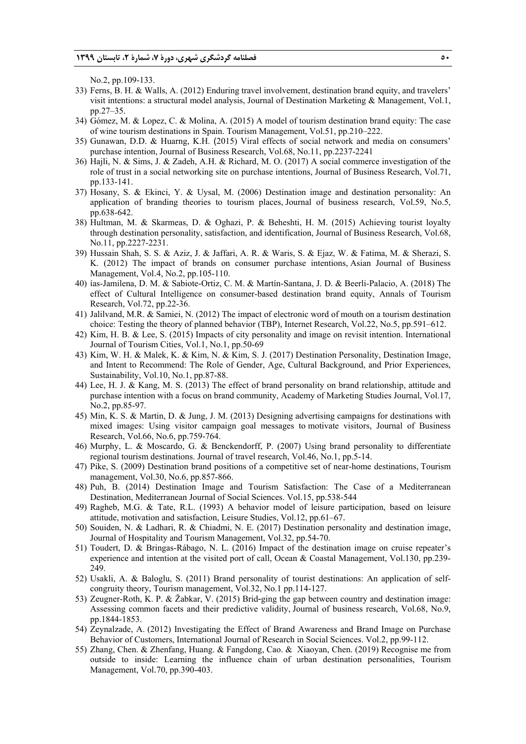No.2, pp.109-133.

33) Ferns, B. H. & Walls, A. (2012) Enduring travel involvement, destination brand equity, and travelers' visit intentions: a structural model analysis, Journal of Destination Marketing & Management, Vol.1, pp.27–35.
34) Gómez, M. & Lopez, C. & Molina, A. (2015) A model of tourism destination brand equity: The case of wine tourism destinations in Spain. Tourism Management, Vol.51, pp.210–222.
35) Gunawan, D.D. & Huarng, K.H. (2015) Viral effects of social network and media on consumers' purchase intention, Journal of Business Research, Vol.68, No.11, pp.2237-2241
36) Hajli, N. & Sims, J. & Zadeh, A.H. & Richard, M. O. (2017) A social commerce investigation of the role of trust in a social networking site on purchase intentions, Journal of Business Research, Vol.71, pp.133-141.
37) Hosany, S. & Ekinci, Y. & Uysal, M. (2006) Destination image and destination personality: An application of branding theories to tourism places, Journal of business research, Vol.59, No.5, pp.638-642.
38) Hultman, M. & Skarmeas, D. & Oghazi, P. & Beheshti, H. M. (2015) Achieving tourist loyalty through destination personality, satisfaction, and identification, Journal of Business Research, Vol.68, No.11, pp.2227-2231.
39) Hussain Shah, S. S. & Aziz, J. & Jaffari, A. R. & Waris, S. & Ejaz, W. & Fatima, M. & Sherazi, S. K. (2012) The impact of brands on consumer purchase intentions, Asian Journal of Business Management, Vol.4, No.2, pp.105-110.
40) ías-Jamilena, D. M. & Sabiote-Ortiz, C. M. & Martín-Santana, J. D. & Beerli-Palacio, A. (2018) The effect of Cultural Intelligence on consumer-based destination brand equity, Annals of Tourism Research, Vol.72, pp.22-36.
41) Jalilvand, M.R. & Samiei, N. (2012) The impact of electronic word of mouth on a tourism destination choice: Testing the theory of planned behavior (TBP), Internet Research, Vol.22, No.5, pp.591–612.
42) Kim, H. B. & Lee, S. (2015) Impacts of city personality and image on revisit intention. International Journal of Tourism Cities, Vol.1, No.1, pp.50-69
43) Kim, W. H. & Malek, K. & Kim, N. & Kim, S. J. (2017) Destination Personality, Destination Image, and Intent to Recommend: The Role of Gender, Age, Cultural Background, and Prior Experiences, Sustainability, Vol.10, No.1, pp.87-88.
44) Lee, H. J. & Kang, M. S. (2013) The effect of brand personality on brand relationship, attitude and purchase intention with a focus on brand community, Academy of Marketing Studies Journal, Vol.17, No.2, pp.85-97.
45) Min, K. S. & Martin, D. & Jung, J. M. (2013) Designing advertising campaigns for destinations with mixed images: Using visitor campaign goal messages to motivate visitors, Journal of Business Research, Vol.66, No.6, pp.759-764.
46) Murphy, L. & Moscardo, G. & Benckendorff, P. (2007) Using brand personality to differentiate regional tourism destinations. Journal of travel research, Vol.46, No.1, pp.5-14.
47) Pike, S. (2009) Destination brand positions of a competitive set of near-home destinations, Tourism management, Vol.30, No.6, pp.857-866.
48) Puh, B. (2014) Destination Image and Tourism Satisfaction: The Case of a Mediterranean Destination, Mediterranean Journal of Social Sciences. Vol.15, pp.538-544
49) Ragheb, M.G. & Tate, R.L. (1993) A behavior model of leisure participation, based on leisure attitude, motivation and satisfaction, Leisure Studies, Vol.12, pp.61–67.
50) Souiden, N. & Ladhari, R. & Chiadmi, N. E. (2017) Destination personality and destination image, Journal of Hospitality and Tourism Management, Vol.32, pp.54-70.
51) Toudert, D. & Bringas-Rábago, N. L. (2016) Impact of the destination image on cruise repeater's experience and intention at the visited port of call, Ocean & Coastal Management, Vol.130, pp.239-249.
52) Usakli, A. & Baloglu, S. (2011) Brand personality of tourist destinations: An application of self-congruity theory, Tourism management, Vol.32, No.1 pp.114-127.
53) Zeugner-Roth, K. P. & Žabkar, V. (2015) Brid-ging the gap between country and destination image: Assessing common facets and their predictive validity, Journal of business research, Vol.68, No.9, pp.1844-1853.
54) Zeynalzade, A. (2012) Investigating the Effect of Brand Awareness and Brand Image on Purchase Behavior of Customers, International Journal of Research in Social Sciences. Vol.2, pp.99-112.
55) Zhang, Chen. & Zhenfang, Huang. & Fangdong, Cao. & Xiaoyan, Chen. (2019) Recognise me from outside to inside: Learning the influence chain of urban destination personalities, Tourism Management, Vol.70, pp.390-403.